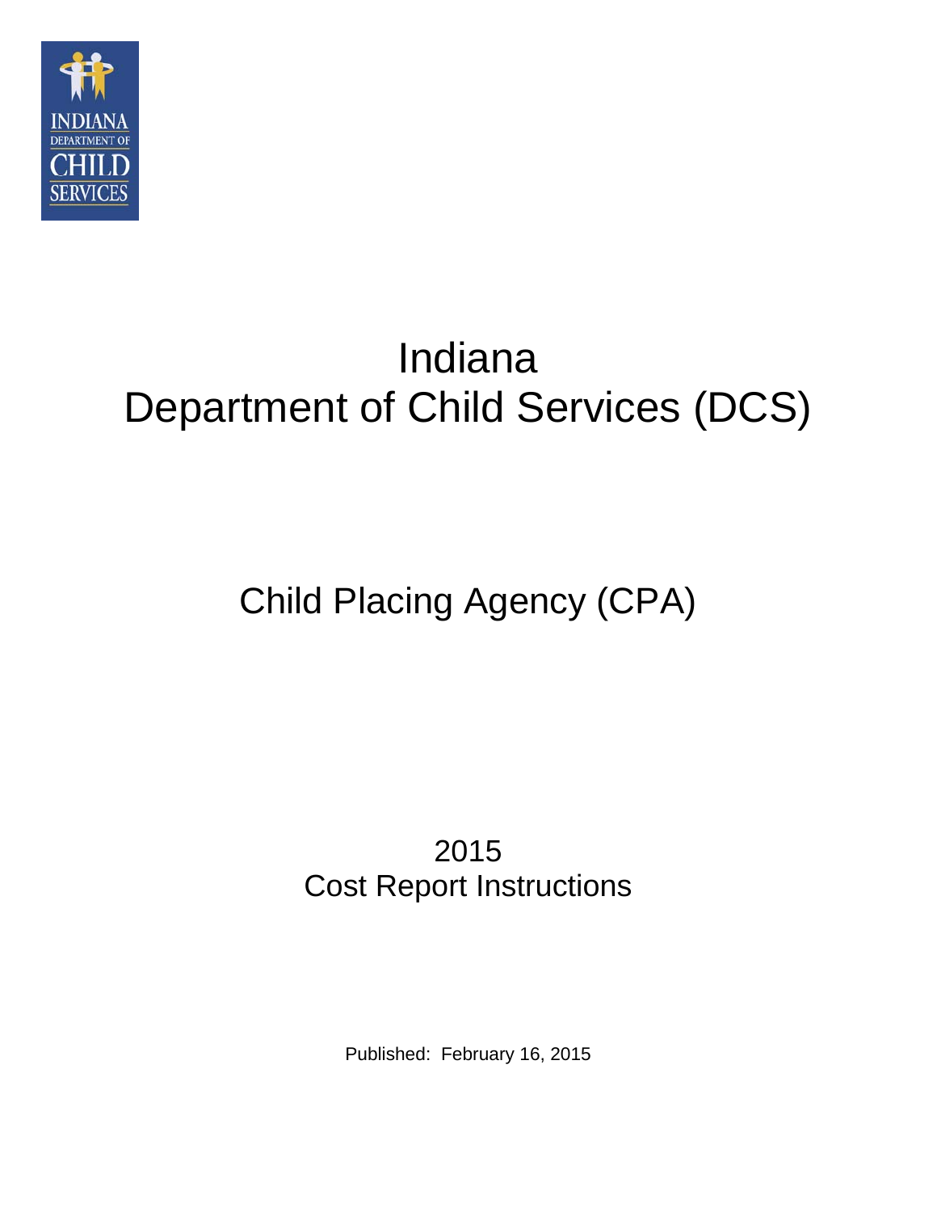INDIANA DEPARTMENT OF CHILD SERVICES

# Indiana
# Department of Child Services (DCS)

## Child Placing Agency (CPA)

### 2015
### Cost Report Instructions

Published: February 16, 2015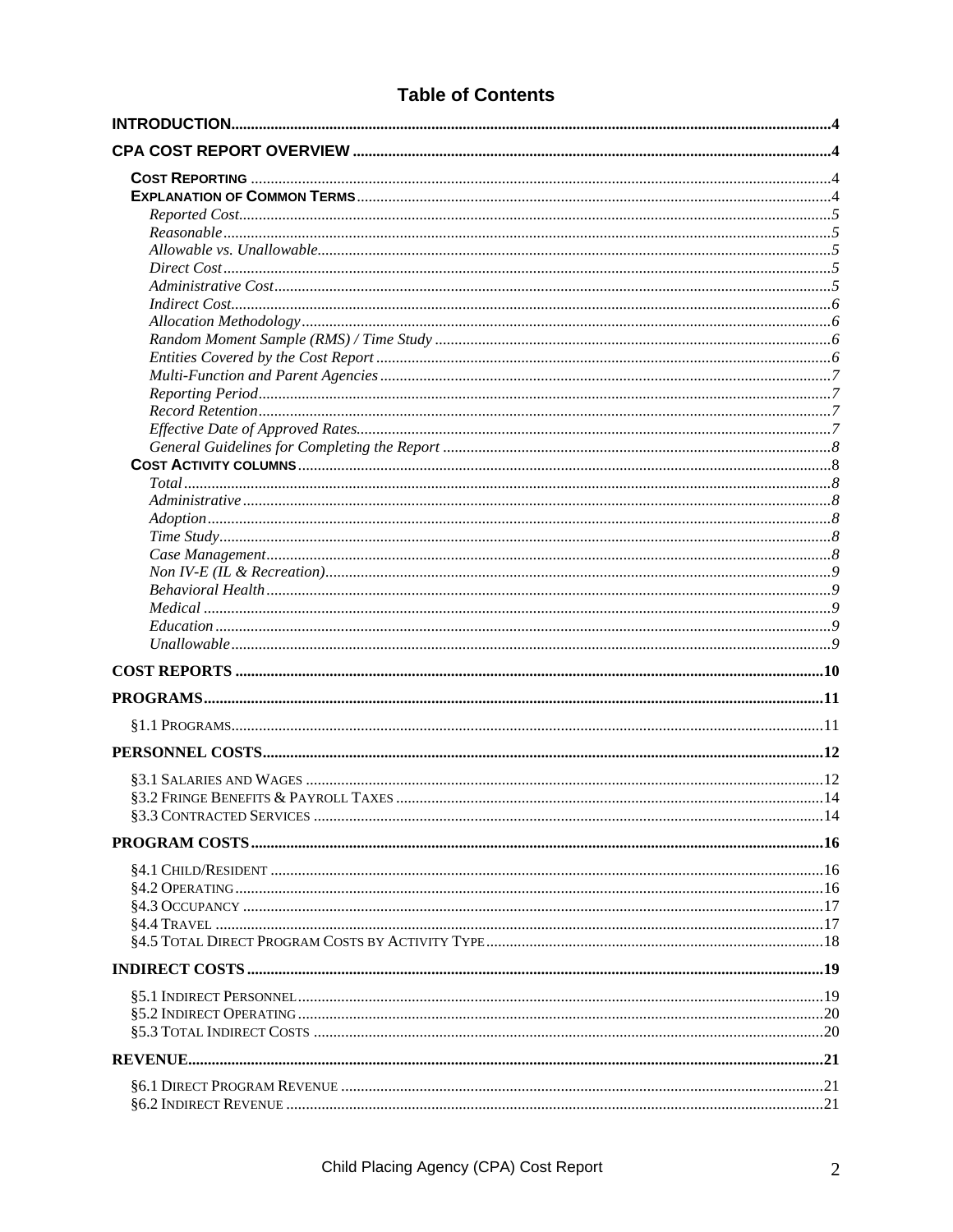# Table of Contents

| | |
|---|---|
| **INTRODUCTION** | **4** |
| **CPA COST REPORT OVERVIEW** | **4** |
| **COST REPORTING** | 4 |
| **EXPLANATION OF COMMON TERMS** | 4 |
| *Reported Cost* | 5 |
| *Reasonable* | 5 |
| *Allowable vs. Unallowable* | 5 |
| *Direct Cost* | 5 |
| *Administrative Cost* | 5 |
| *Indirect Cost* | 6 |
| *Allocation Methodology* | 6 |
| *Random Moment Sample (RMS) / Time Study* | 6 |
| *Entities Covered by the Cost Report* | 6 |
| *Multi-Function and Parent Agencies* | 7 |
| *Reporting Period* | 7 |
| *Record Retention* | 7 |
| *Effective Date of Approved Rates* | 7 |
| *General Guidelines for Completing the Report* | 8 |
| **COST ACTIVITY COLUMNS** | 8 |
| *Total* | 8 |
| *Administrative* | 8 |
| *Adoption* | 8 |
| *Time Study* | 8 |
| *Case Management* | 8 |
| *Non IV-E (IL & Recreation)* | 9 |
| *Behavioral Health* | 9 |
| *Medical* | 9 |
| *Education* | 9 |
| *Unallowable* | 9 |
| **COST REPORTS** | **10** |
| **PROGRAMS** | **11** |
| §1.1 PROGRAMS | 11 |
| **PERSONNEL COSTS** | **12** |
| §3.1 SALARIES AND WAGES | 12 |
| §3.2 FRINGE BENEFITS & PAYROLL TAXES | 14 |
| §3.3 CONTRACTED SERVICES | 14 |
| **PROGRAM COSTS** | **16** |
| §4.1 CHILD/RESIDENT | 16 |
| §4.2 OPERATING | 16 |
| §4.3 OCCUPANCY | 17 |
| §4.4 TRAVEL | 17 |
| §4.5 TOTAL DIRECT PROGRAM COSTS BY ACTIVITY TYPE | 18 |
| **INDIRECT COSTS** | **19** |
| §5.1 INDIRECT PERSONNEL | 19 |
| §5.2 INDIRECT OPERATING | 20 |
| §5.3 TOTAL INDIRECT COSTS | 20 |
| **REVENUE** | **21** |
| §6.1 DIRECT PROGRAM REVENUE | 21 |
| §6.2 INDIRECT REVENUE | 21 |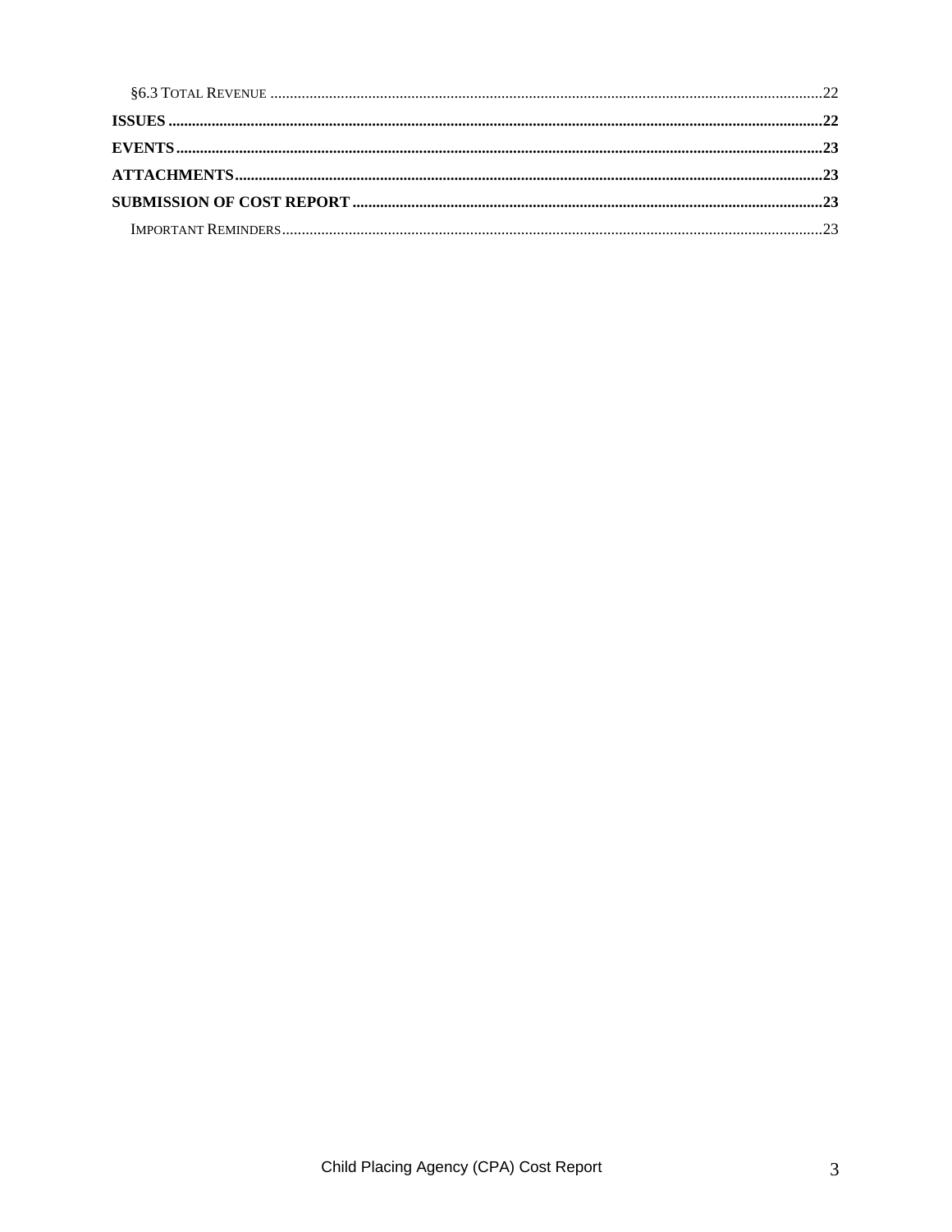§6.3 TOTAL REVENUE ....................................................................................................................................22

**ISSUES** ....................................................................................................................................................**22**

**EVENTS** ...................................................................................................................................................**23**

**ATTACHMENTS** ........................................................................................................................................**23**

**SUBMISSION OF COST REPORT** ..............................................................................................................**23**

IMPORTANT REMINDERS................................................................................................................................23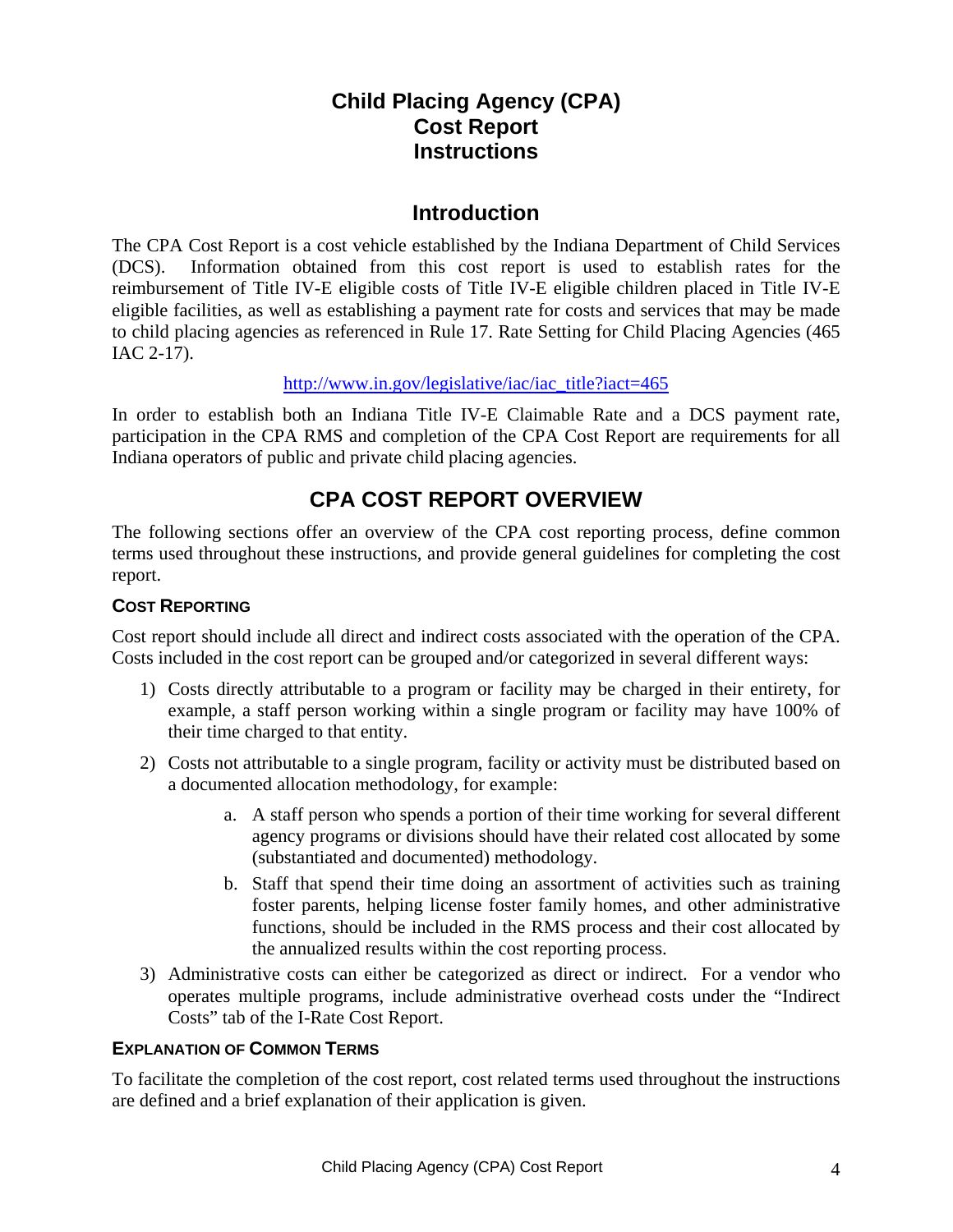# Child Placing Agency (CPA) Cost Report Instructions

## Introduction

The CPA Cost Report is a cost vehicle established by the Indiana Department of Child Services (DCS). Information obtained from this cost report is used to establish rates for the reimbursement of Title IV-E eligible costs of Title IV-E eligible children placed in Title IV-E eligible facilities, as well as establishing a payment rate for costs and services that may be made to child placing agencies as referenced in Rule 17. Rate Setting for Child Placing Agencies (465 IAC 2-17).

http://www.in.gov/legislative/iac/iac_title?iact=465

In order to establish both an Indiana Title IV-E Claimable Rate and a DCS payment rate, participation in the CPA RMS and completion of the CPA Cost Report are requirements for all Indiana operators of public and private child placing agencies.

## CPA COST REPORT OVERVIEW

The following sections offer an overview of the CPA cost reporting process, define common terms used throughout these instructions, and provide general guidelines for completing the cost report.

### COST REPORTING

Cost report should include all direct and indirect costs associated with the operation of the CPA. Costs included in the cost report can be grouped and/or categorized in several different ways:

1) Costs directly attributable to a program or facility may be charged in their entirety, for example, a staff person working within a single program or facility may have 100% of their time charged to that entity.
2) Costs not attributable to a single program, facility or activity must be distributed based on a documented allocation methodology, for example:
    a. A staff person who spends a portion of their time working for several different agency programs or divisions should have their related cost allocated by some (substantiated and documented) methodology.
    b. Staff that spend their time doing an assortment of activities such as training foster parents, helping license foster family homes, and other administrative functions, should be included in the RMS process and their cost allocated by the annualized results within the cost reporting process.
3) Administrative costs can either be categorized as direct or indirect. For a vendor who operates multiple programs, include administrative overhead costs under the "Indirect Costs" tab of the I-Rate Cost Report.

### EXPLANATION OF COMMON TERMS

To facilitate the completion of the cost report, cost related terms used throughout the instructions are defined and a brief explanation of their application is given.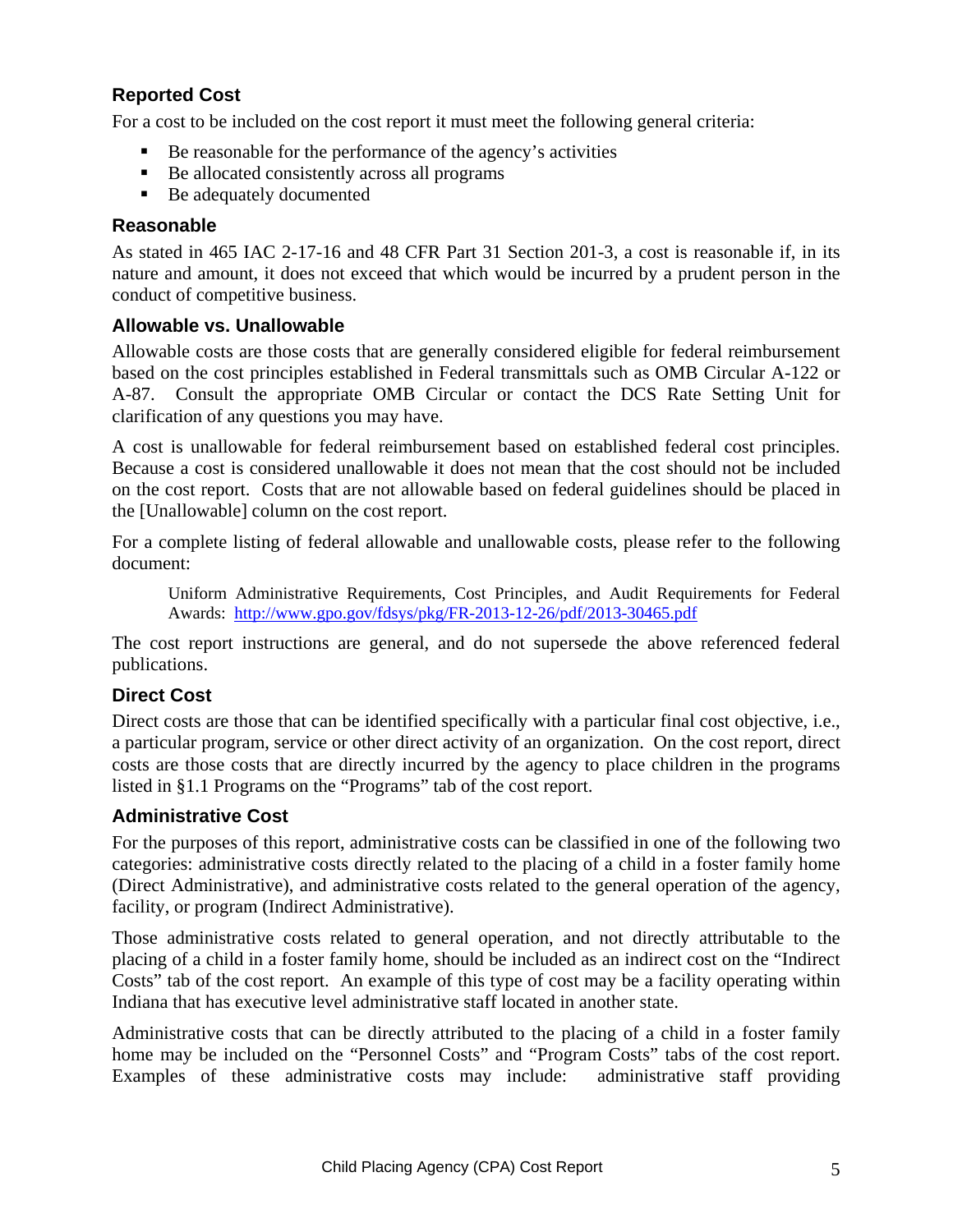### Reported Cost

For a cost to be included on the cost report it must meet the following general criteria:

- Be reasonable for the performance of the agency's activities
- Be allocated consistently across all programs
- Be adequately documented

### Reasonable

As stated in 465 IAC 2-17-16 and 48 CFR Part 31 Section 201-3, a cost is reasonable if, in its nature and amount, it does not exceed that which would be incurred by a prudent person in the conduct of competitive business.

### Allowable vs. Unallowable

Allowable costs are those costs that are generally considered eligible for federal reimbursement based on the cost principles established in Federal transmittals such as OMB Circular A-122 or A-87. Consult the appropriate OMB Circular or contact the DCS Rate Setting Unit for clarification of any questions you may have.

A cost is unallowable for federal reimbursement based on established federal cost principles. Because a cost is considered unallowable it does not mean that the cost should not be included on the cost report. Costs that are not allowable based on federal guidelines should be placed in the [Unallowable] column on the cost report.

For a complete listing of federal allowable and unallowable costs, please refer to the following document:

> Uniform Administrative Requirements, Cost Principles, and Audit Requirements for Federal Awards: http://www.gpo.gov/fdsys/pkg/FR-2013-12-26/pdf/2013-30465.pdf

The cost report instructions are general, and do not supersede the above referenced federal publications.

### Direct Cost

Direct costs are those that can be identified specifically with a particular final cost objective, i.e., a particular program, service or other direct activity of an organization. On the cost report, direct costs are those costs that are directly incurred by the agency to place children in the programs listed in §1.1 Programs on the "Programs" tab of the cost report.

### Administrative Cost

For the purposes of this report, administrative costs can be classified in one of the following two categories: administrative costs directly related to the placing of a child in a foster family home (Direct Administrative), and administrative costs related to the general operation of the agency, facility, or program (Indirect Administrative).

Those administrative costs related to general operation, and not directly attributable to the placing of a child in a foster family home, should be included as an indirect cost on the "Indirect Costs" tab of the cost report. An example of this type of cost may be a facility operating within Indiana that has executive level administrative staff located in another state.

Administrative costs that can be directly attributed to the placing of a child in a foster family home may be included on the "Personnel Costs" and "Program Costs" tabs of the cost report. Examples of these administrative costs may include: administrative staff providing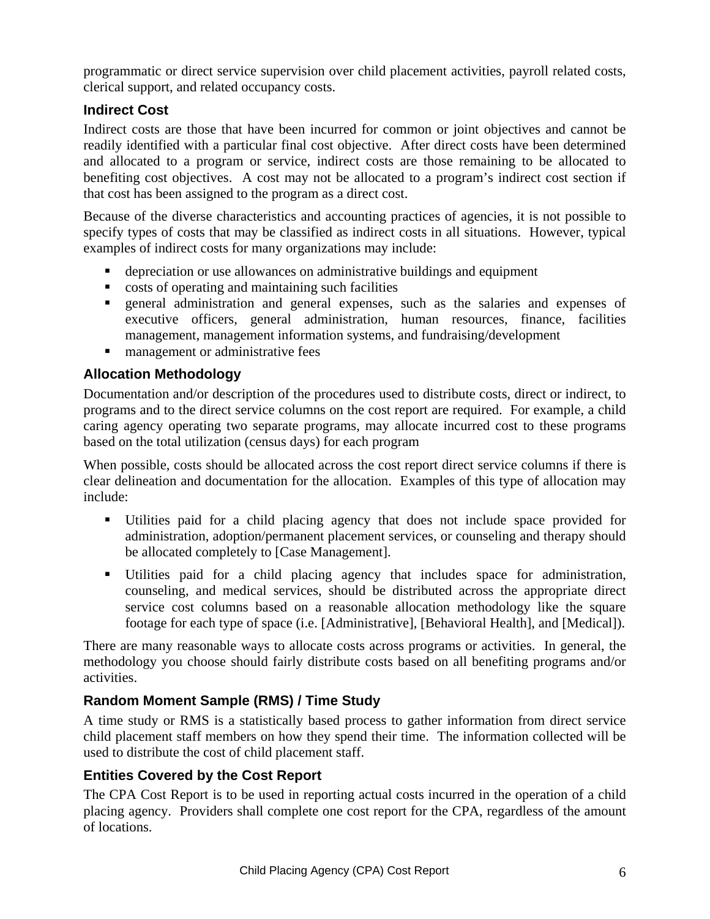programmatic or direct service supervision over child placement activities, payroll related costs, clerical support, and related occupancy costs.

### Indirect Cost

Indirect costs are those that have been incurred for common or joint objectives and cannot be readily identified with a particular final cost objective. After direct costs have been determined and allocated to a program or service, indirect costs are those remaining to be allocated to benefiting cost objectives. A cost may not be allocated to a program's indirect cost section if that cost has been assigned to the program as a direct cost.

Because of the diverse characteristics and accounting practices of agencies, it is not possible to specify types of costs that may be classified as indirect costs in all situations. However, typical examples of indirect costs for many organizations may include:

- depreciation or use allowances on administrative buildings and equipment
- costs of operating and maintaining such facilities
- general administration and general expenses, such as the salaries and expenses of executive officers, general administration, human resources, finance, facilities management, management information systems, and fundraising/development
- management or administrative fees

### Allocation Methodology

Documentation and/or description of the procedures used to distribute costs, direct or indirect, to programs and to the direct service columns on the cost report are required. For example, a child caring agency operating two separate programs, may allocate incurred cost to these programs based on the total utilization (census days) for each program

When possible, costs should be allocated across the cost report direct service columns if there is clear delineation and documentation for the allocation. Examples of this type of allocation may include:

- Utilities paid for a child placing agency that does not include space provided for administration, adoption/permanent placement services, or counseling and therapy should be allocated completely to [Case Management].
- Utilities paid for a child placing agency that includes space for administration, counseling, and medical services, should be distributed across the appropriate direct service cost columns based on a reasonable allocation methodology like the square footage for each type of space (i.e. [Administrative], [Behavioral Health], and [Medical]).

There are many reasonable ways to allocate costs across programs or activities. In general, the methodology you choose should fairly distribute costs based on all benefiting programs and/or activities.

### Random Moment Sample (RMS) / Time Study

A time study or RMS is a statistically based process to gather information from direct service child placement staff members on how they spend their time. The information collected will be used to distribute the cost of child placement staff.

### Entities Covered by the Cost Report

The CPA Cost Report is to be used in reporting actual costs incurred in the operation of a child placing agency. Providers shall complete one cost report for the CPA, regardless of the amount of locations.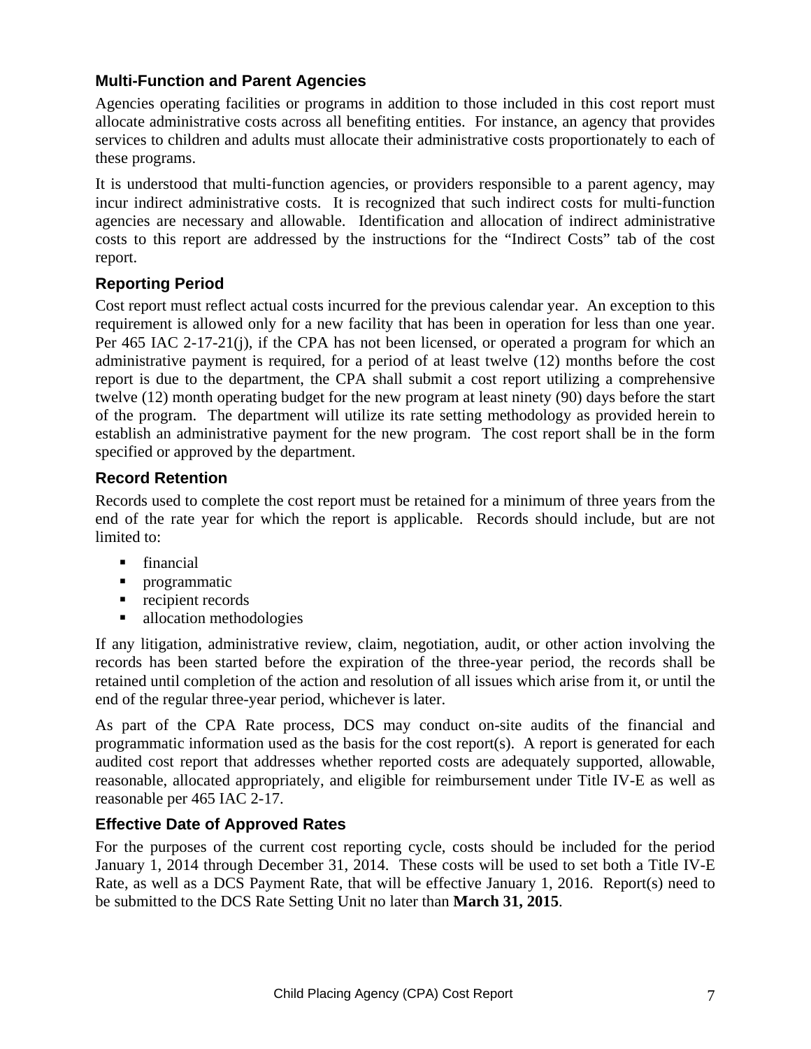### Multi-Function and Parent Agencies

Agencies operating facilities or programs in addition to those included in this cost report must allocate administrative costs across all benefiting entities. For instance, an agency that provides services to children and adults must allocate their administrative costs proportionately to each of these programs.

It is understood that multi-function agencies, or providers responsible to a parent agency, may incur indirect administrative costs. It is recognized that such indirect costs for multi-function agencies are necessary and allowable. Identification and allocation of indirect administrative costs to this report are addressed by the instructions for the "Indirect Costs" tab of the cost report.

### Reporting Period

Cost report must reflect actual costs incurred for the previous calendar year. An exception to this requirement is allowed only for a new facility that has been in operation for less than one year. Per 465 IAC 2-17-21(j), if the CPA has not been licensed, or operated a program for which an administrative payment is required, for a period of at least twelve (12) months before the cost report is due to the department, the CPA shall submit a cost report utilizing a comprehensive twelve (12) month operating budget for the new program at least ninety (90) days before the start of the program. The department will utilize its rate setting methodology as provided herein to establish an administrative payment for the new program. The cost report shall be in the form specified or approved by the department.

### Record Retention

Records used to complete the cost report must be retained for a minimum of three years from the end of the rate year for which the report is applicable. Records should include, but are not limited to:

- financial
- programmatic
- recipient records
- allocation methodologies

If any litigation, administrative review, claim, negotiation, audit, or other action involving the records has been started before the expiration of the three-year period, the records shall be retained until completion of the action and resolution of all issues which arise from it, or until the end of the regular three-year period, whichever is later.

As part of the CPA Rate process, DCS may conduct on-site audits of the financial and programmatic information used as the basis for the cost report(s). A report is generated for each audited cost report that addresses whether reported costs are adequately supported, allowable, reasonable, allocated appropriately, and eligible for reimbursement under Title IV-E as well as reasonable per 465 IAC 2-17.

### Effective Date of Approved Rates

For the purposes of the current cost reporting cycle, costs should be included for the period January 1, 2014 through December 31, 2014. These costs will be used to set both a Title IV-E Rate, as well as a DCS Payment Rate, that will be effective January 1, 2016. Report(s) need to be submitted to the DCS Rate Setting Unit no later than **March 31, 2015**.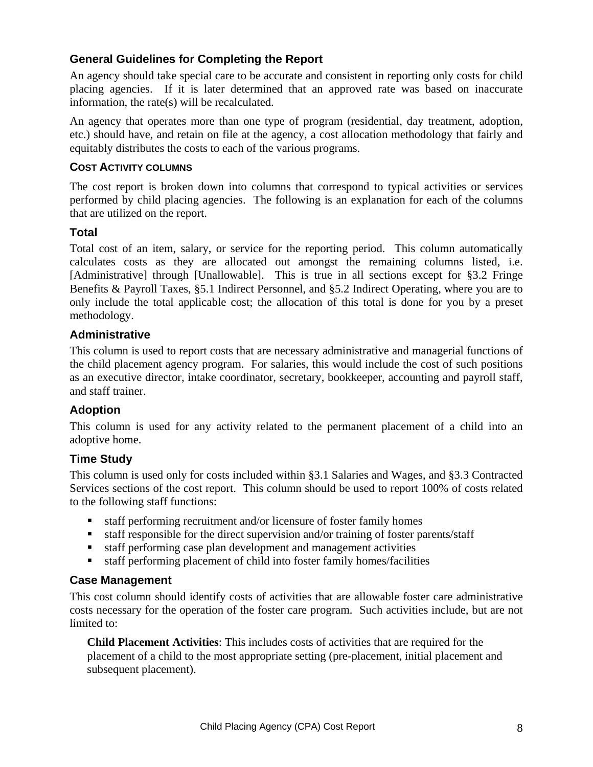### General Guidelines for Completing the Report

An agency should take special care to be accurate and consistent in reporting only costs for child placing agencies. If it is later determined that an approved rate was based on inaccurate information, the rate(s) will be recalculated.

An agency that operates more than one type of program (residential, day treatment, adoption, etc.) should have, and retain on file at the agency, a cost allocation methodology that fairly and equitably distributes the costs to each of the various programs.

#### COST ACTIVITY COLUMNS

The cost report is broken down into columns that correspond to typical activities or services performed by child placing agencies. The following is an explanation for each of the columns that are utilized on the report.

### Total

Total cost of an item, salary, or service for the reporting period. This column automatically calculates costs as they are allocated out amongst the remaining columns listed, i.e. [Administrative] through [Unallowable]. This is true in all sections except for §3.2 Fringe Benefits & Payroll Taxes, §5.1 Indirect Personnel, and §5.2 Indirect Operating, where you are to only include the total applicable cost; the allocation of this total is done for you by a preset methodology.

### Administrative

This column is used to report costs that are necessary administrative and managerial functions of the child placement agency program. For salaries, this would include the cost of such positions as an executive director, intake coordinator, secretary, bookkeeper, accounting and payroll staff, and staff trainer.

### Adoption

This column is used for any activity related to the permanent placement of a child into an adoptive home.

### Time Study

This column is used only for costs included within §3.1 Salaries and Wages, and §3.3 Contracted Services sections of the cost report. This column should be used to report 100% of costs related to the following staff functions:

- staff performing recruitment and/or licensure of foster family homes
- staff responsible for the direct supervision and/or training of foster parents/staff
- staff performing case plan development and management activities
- staff performing placement of child into foster family homes/facilities

### Case Management

This cost column should identify costs of activities that are allowable foster care administrative costs necessary for the operation of the foster care program. Such activities include, but are not limited to:

**Child Placement Activities**: This includes costs of activities that are required for the placement of a child to the most appropriate setting (pre-placement, initial placement and subsequent placement).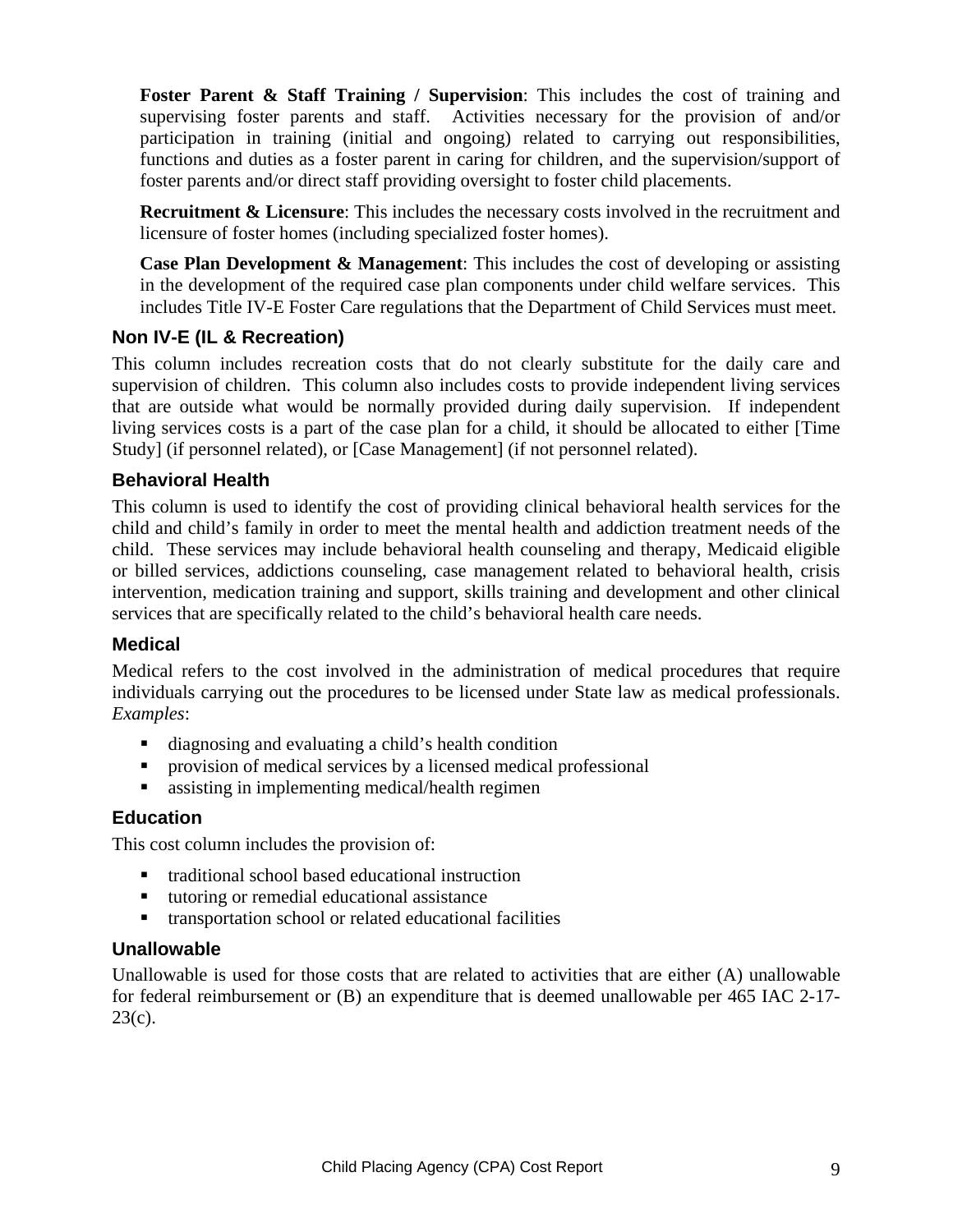**Foster Parent & Staff Training / Supervision**: This includes the cost of training and supervising foster parents and staff. Activities necessary for the provision of and/or participation in training (initial and ongoing) related to carrying out responsibilities, functions and duties as a foster parent in caring for children, and the supervision/support of foster parents and/or direct staff providing oversight to foster child placements.

**Recruitment & Licensure**: This includes the necessary costs involved in the recruitment and licensure of foster homes (including specialized foster homes).

**Case Plan Development & Management**: This includes the cost of developing or assisting in the development of the required case plan components under child welfare services. This includes Title IV-E Foster Care regulations that the Department of Child Services must meet.

### Non IV-E (IL & Recreation)

This column includes recreation costs that do not clearly substitute for the daily care and supervision of children. This column also includes costs to provide independent living services that are outside what would be normally provided during daily supervision. If independent living services costs is a part of the case plan for a child, it should be allocated to either [Time Study] (if personnel related), or [Case Management] (if not personnel related).

### Behavioral Health

This column is used to identify the cost of providing clinical behavioral health services for the child and child's family in order to meet the mental health and addiction treatment needs of the child. These services may include behavioral health counseling and therapy, Medicaid eligible or billed services, addictions counseling, case management related to behavioral health, crisis intervention, medication training and support, skills training and development and other clinical services that are specifically related to the child's behavioral health care needs.

### Medical

Medical refers to the cost involved in the administration of medical procedures that require individuals carrying out the procedures to be licensed under State law as medical professionals. *Examples*:

- diagnosing and evaluating a child's health condition
- provision of medical services by a licensed medical professional
- assisting in implementing medical/health regimen

### Education

This cost column includes the provision of:

- traditional school based educational instruction
- tutoring or remedial educational assistance
- transportation school or related educational facilities

### Unallowable

Unallowable is used for those costs that are related to activities that are either (A) unallowable for federal reimbursement or (B) an expenditure that is deemed unallowable per 465 IAC 2-17-23(c).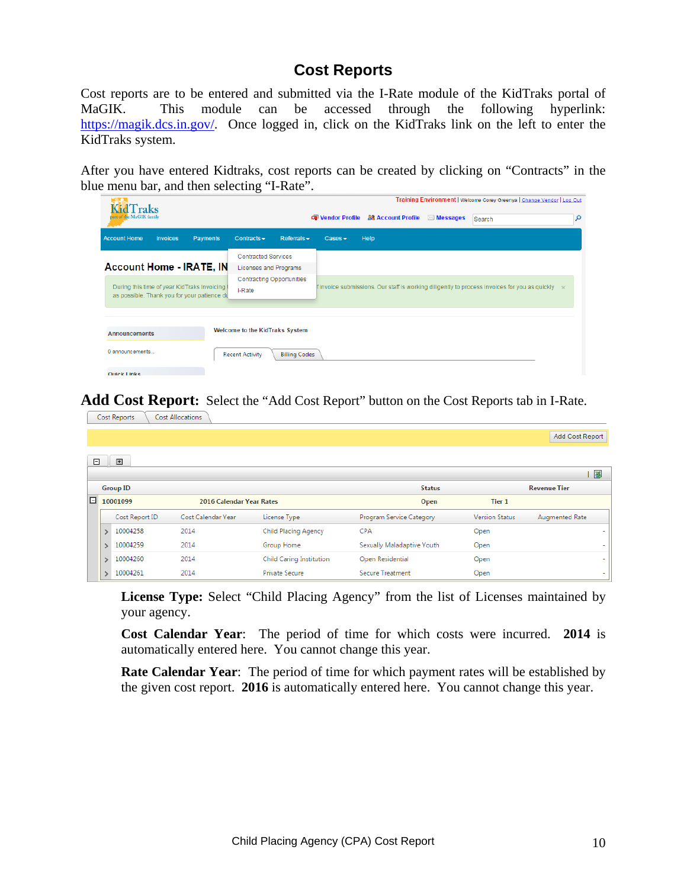# Cost Reports

Cost reports are to be entered and submitted via the I-Rate module of the KidTraks portal of MaGIK. This module can be accessed through the following hyperlink: https://magik.dcs.in.gov/. Once logged in, click on the KidTraks link on the left to enter the KidTraks system.

After you have entered Kidtraks, cost reports can be created by clicking on "Contracts" in the blue menu bar, and then selecting "I-Rate".

**Add Cost Report:** Select the "Add Cost Report" button on the Cost Reports tab in I-Rate.

**License Type:** Select "Child Placing Agency" from the list of Licenses maintained by your agency.

**Cost Calendar Year**: The period of time for which costs were incurred. **2014** is automatically entered here. You cannot change this year.

**Rate Calendar Year**: The period of time for which payment rates will be established by the given cost report. **2016** is automatically entered here. You cannot change this year.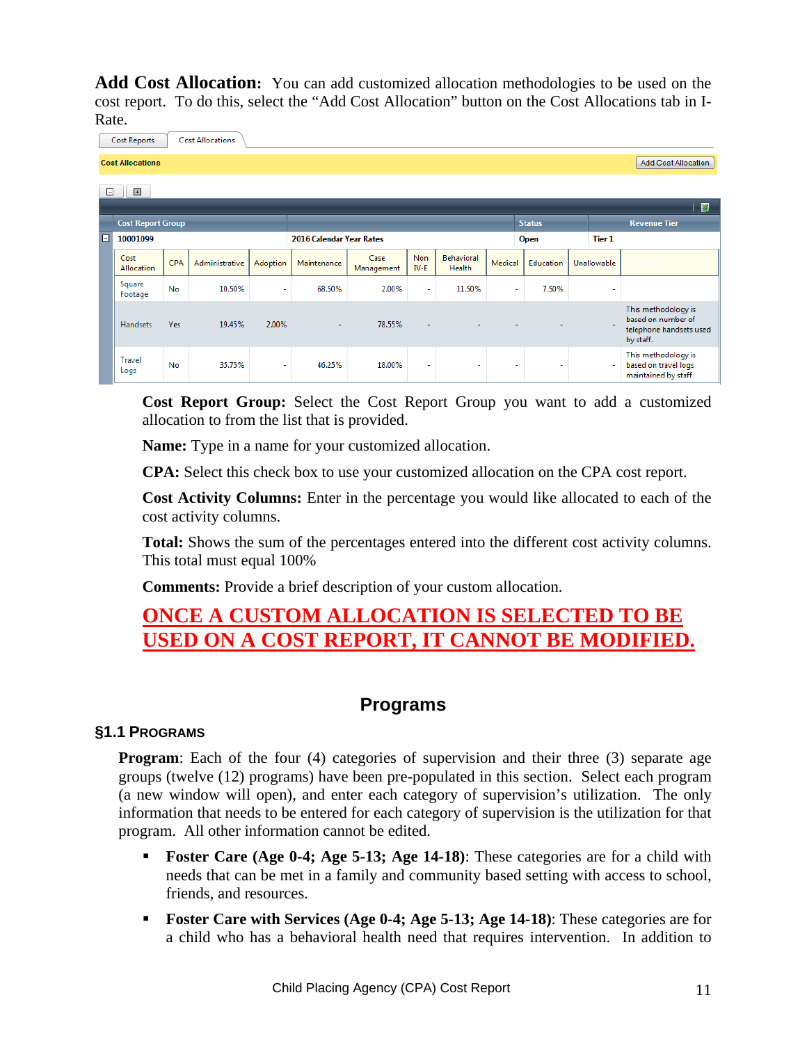**Add Cost Allocation:** You can add customized allocation methodologies to be used on the cost report. To do this, select the "Add Cost Allocation" button on the Cost Allocations tab in I-Rate.

Cost Reports | Cost Allocations

**Cost Allocations** — Add Cost Allocation

| Cost Report Group | | Status | Revenue Tier |
|---|---|---|---|
| 10001099 | 2016 Calendar Year Rates | Open | Tier 1 |

| Cost Allocation | CPA | Administrative | Adoption | Maintenance | Case Management | Non IV-E | Behavioral Health | Medical | Education | Unallowable | |
|---|---|---|---|---|---|---|---|---|---|---|---|
| Square Footage | No | 10.50% | - | 68.50% | 2.00% | - | 11.50% | - | 7.50% | - | |
| Handsets | Yes | 19.45% | 2.00% | - | 78.55% | - | - | - | - | - | This methodology is based on number of telephone handsets used by staff. |
| Travel Logs | No | 35.75% | - | 46.25% | 18.00% | - | - | - | - | - | This methodology is based on travel logs maintained by staff. |

**Cost Report Group:** Select the Cost Report Group you want to add a customized allocation to from the list that is provided.

**Name:** Type in a name for your customized allocation.

**CPA:** Select this check box to use your customized allocation on the CPA cost report.

**Cost Activity Columns:** Enter in the percentage you would like allocated to each of the cost activity columns.

**Total:** Shows the sum of the percentages entered into the different cost activity columns. This total must equal 100%

**Comments:** Provide a brief description of your custom allocation.

**ONCE A CUSTOM ALLOCATION IS SELECTED TO BE USED ON A COST REPORT, IT CANNOT BE MODIFIED.**

# Programs

## §1.1 Programs

**Program**: Each of the four (4) categories of supervision and their three (3) separate age groups (twelve (12) programs) have been pre-populated in this section. Select each program (a new window will open), and enter each category of supervision's utilization. The only information that needs to be entered for each category of supervision is the utilization for that program. All other information cannot be edited.

- **Foster Care (Age 0-4; Age 5-13; Age 14-18)**: These categories are for a child with needs that can be met in a family and community based setting with access to school, friends, and resources.
- **Foster Care with Services (Age 0-4; Age 5-13; Age 14-18)**: These categories are for a child who has a behavioral health need that requires intervention. In addition to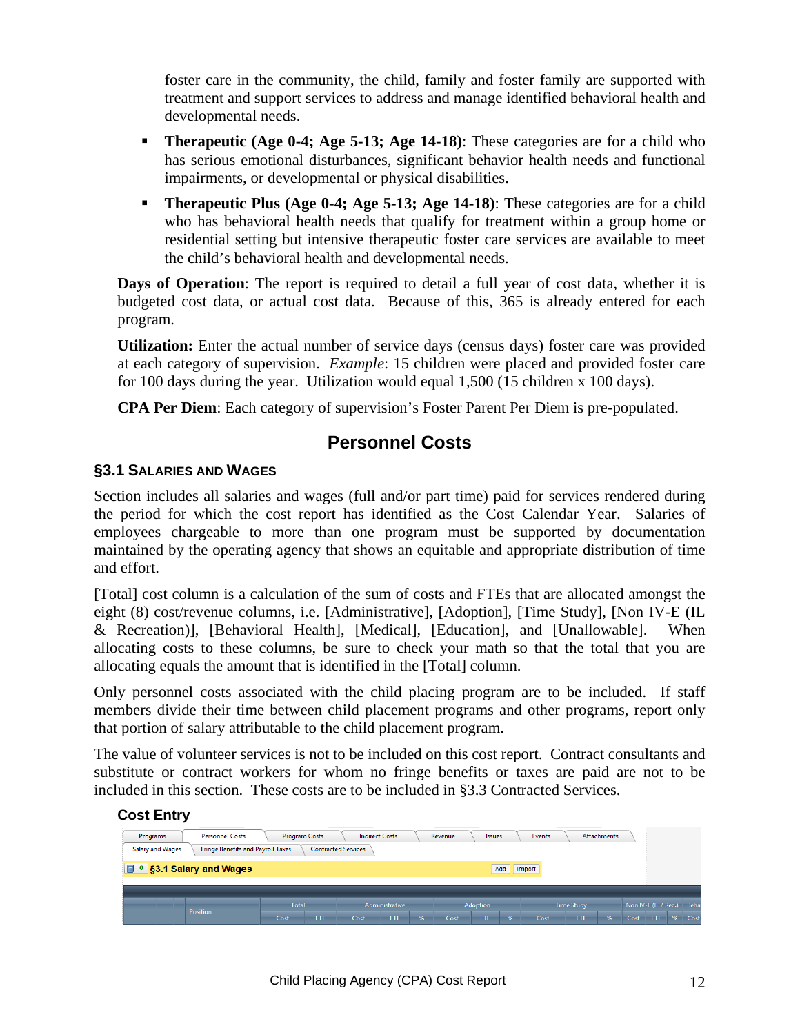foster care in the community, the child, family and foster family are supported with treatment and support services to address and manage identified behavioral health and developmental needs.

- **Therapeutic (Age 0-4; Age 5-13; Age 14-18)**: These categories are for a child who has serious emotional disturbances, significant behavior health needs and functional impairments, or developmental or physical disabilities.
- **Therapeutic Plus (Age 0-4; Age 5-13; Age 14-18)**: These categories are for a child who has behavioral health needs that qualify for treatment within a group home or residential setting but intensive therapeutic foster care services are available to meet the child's behavioral health and developmental needs.

**Days of Operation**: The report is required to detail a full year of cost data, whether it is budgeted cost data, or actual cost data. Because of this, 365 is already entered for each program.

**Utilization:** Enter the actual number of service days (census days) foster care was provided at each category of supervision. *Example*: 15 children were placed and provided foster care for 100 days during the year. Utilization would equal 1,500 (15 children x 100 days).

**CPA Per Diem**: Each category of supervision's Foster Parent Per Diem is pre-populated.

## Personnel Costs

### §3.1 Salaries and Wages

Section includes all salaries and wages (full and/or part time) paid for services rendered during the period for which the cost report has identified as the Cost Calendar Year. Salaries of employees chargeable to more than one program must be supported by documentation maintained by the operating agency that shows an equitable and appropriate distribution of time and effort.

[Total] cost column is a calculation of the sum of costs and FTEs that are allocated amongst the eight (8) cost/revenue columns, i.e. [Administrative], [Adoption], [Time Study], [Non IV-E (IL & Recreation)], [Behavioral Health], [Medical], [Education], and [Unallowable]. When allocating costs to these columns, be sure to check your math so that the total that you are allocating equals the amount that is identified in the [Total] column.

Only personnel costs associated with the child placing program are to be included. If staff members divide their time between child placement programs and other programs, report only that portion of salary attributable to the child placement program.

The value of volunteer services is not to be included on this cost report. Contract consultants and substitute or contract workers for whom no fringe benefits or taxes are paid are not to be included in this section. These costs are to be included in §3.3 Contracted Services.

**Cost Entry**

Programs | Personnel Costs | Program Costs | Indirect Costs | Revenue | Issues | Events | Attachments

Salary and Wages | Fringe Benefits and Payroll Taxes | Contracted Services

§3.1 Salary and Wages — Add | Import

| Position | Total | | Administrative | | | Adoption | | | Time Study | | | Non IV-E (IL / Rec.) | | | Beha |
|---|---|---|---|---|---|---|---|---|---|---|---|---|---|---|---|
| | Cost | FTE | Cost | FTE | % | Cost | FTE | % | Cost | FTE | % | Cost | FTE | % | Cost |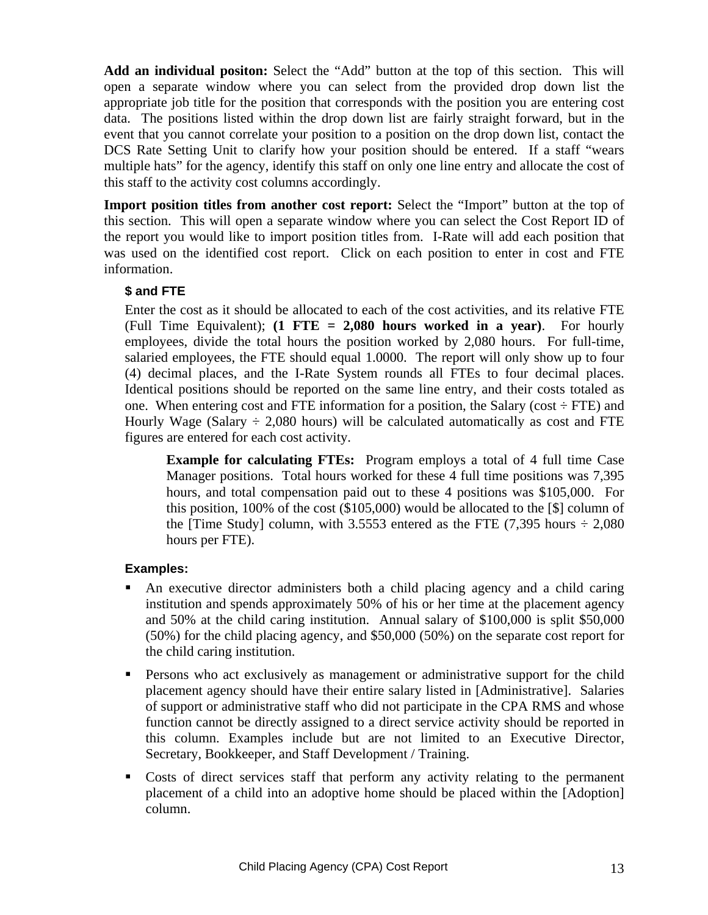**Add an individual positon:** Select the "Add" button at the top of this section. This will open a separate window where you can select from the provided drop down list the appropriate job title for the position that corresponds with the position you are entering cost data. The positions listed within the drop down list are fairly straight forward, but in the event that you cannot correlate your position to a position on the drop down list, contact the DCS Rate Setting Unit to clarify how your position should be entered. If a staff "wears multiple hats" for the agency, identify this staff on only one line entry and allocate the cost of this staff to the activity cost columns accordingly.

**Import position titles from another cost report:** Select the "Import" button at the top of this section. This will open a separate window where you can select the Cost Report ID of the report you would like to import position titles from. I-Rate will add each position that was used on the identified cost report. Click on each position to enter in cost and FTE information.

#### $ and FTE

Enter the cost as it should be allocated to each of the cost activities, and its relative FTE (Full Time Equivalent); **(1 FTE = 2,080 hours worked in a year)**. For hourly employees, divide the total hours the position worked by 2,080 hours. For full-time, salaried employees, the FTE should equal 1.0000. The report will only show up to four (4) decimal places, and the I-Rate System rounds all FTEs to four decimal places. Identical positions should be reported on the same line entry, and their costs totaled as one. When entering cost and FTE information for a position, the Salary (cost ÷ FTE) and Hourly Wage (Salary ÷ 2,080 hours) will be calculated automatically as cost and FTE figures are entered for each cost activity.

> **Example for calculating FTEs:** Program employs a total of 4 full time Case Manager positions. Total hours worked for these 4 full time positions was 7,395 hours, and total compensation paid out to these 4 positions was $105,000. For this position, 100% of the cost ($105,000) would be allocated to the [$] column of the [Time Study] column, with 3.5553 entered as the FTE (7,395 hours ÷ 2,080 hours per FTE).

#### Examples:

- An executive director administers both a child placing agency and a child caring institution and spends approximately 50% of his or her time at the placement agency and 50% at the child caring institution. Annual salary of $100,000 is split $50,000 (50%) for the child placing agency, and $50,000 (50%) on the separate cost report for the child caring institution.
- Persons who act exclusively as management or administrative support for the child placement agency should have their entire salary listed in [Administrative]. Salaries of support or administrative staff who did not participate in the CPA RMS and whose function cannot be directly assigned to a direct service activity should be reported in this column. Examples include but are not limited to an Executive Director, Secretary, Bookkeeper, and Staff Development / Training.
- Costs of direct services staff that perform any activity relating to the permanent placement of a child into an adoptive home should be placed within the [Adoption] column.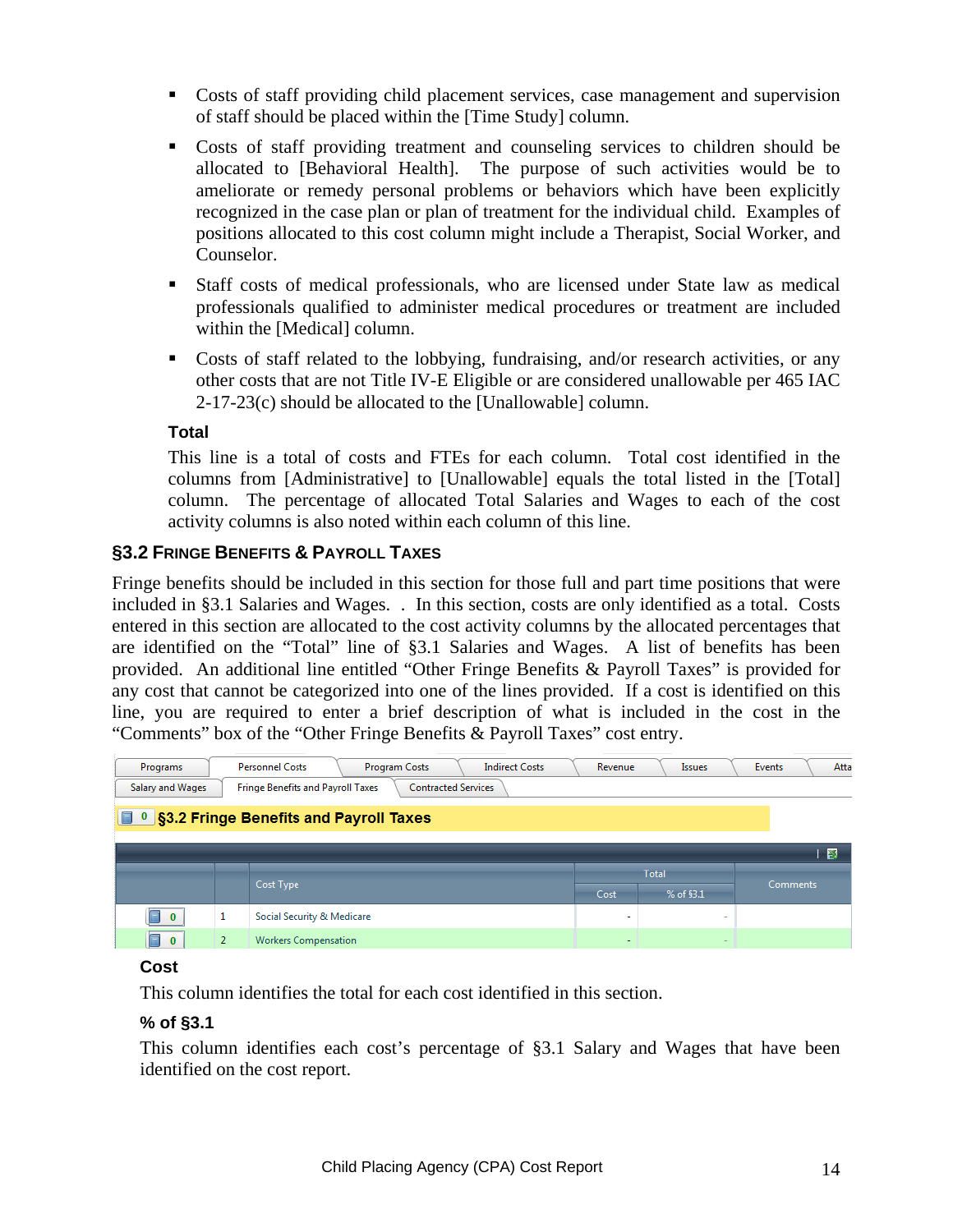- Costs of staff providing child placement services, case management and supervision of staff should be placed within the [Time Study] column.
- Costs of staff providing treatment and counseling services to children should be allocated to [Behavioral Health]. The purpose of such activities would be to ameliorate or remedy personal problems or behaviors which have been explicitly recognized in the case plan or plan of treatment for the individual child. Examples of positions allocated to this cost column might include a Therapist, Social Worker, and Counselor.
- Staff costs of medical professionals, who are licensed under State law as medical professionals qualified to administer medical procedures or treatment are included within the [Medical] column.
- Costs of staff related to the lobbying, fundraising, and/or research activities, or any other costs that are not Title IV-E Eligible or are considered unallowable per 465 IAC 2-17-23(c) should be allocated to the [Unallowable] column.

**Total**

This line is a total of costs and FTEs for each column. Total cost identified in the columns from [Administrative] to [Unallowable] equals the total listed in the [Total] column. The percentage of allocated Total Salaries and Wages to each of the cost activity columns is also noted within each column of this line.

## §3.2 Fringe Benefits & Payroll Taxes

Fringe benefits should be included in this section for those full and part time positions that were included in §3.1 Salaries and Wages. . In this section, costs are only identified as a total. Costs entered in this section are allocated to the cost activity columns by the allocated percentages that are identified on the "Total" line of §3.1 Salaries and Wages. A list of benefits has been provided. An additional line entitled "Other Fringe Benefits & Payroll Taxes" is provided for any cost that cannot be categorized into one of the lines provided. If a cost is identified on this line, you are required to enter a brief description of what is included in the cost in the "Comments" box of the "Other Fringe Benefits & Payroll Taxes" cost entry.

Programs | Personnel Costs | Program Costs | Indirect Costs | Revenue | Issues | Events | Atta

Salary and Wages | Fringe Benefits and Payroll Taxes | Contracted Services

**0 §3.2 Fringe Benefits and Payroll Taxes**

| | | Cost Type | Total | | Comments |
|---|---|---|---|---|---|
| | | | Cost | % of §3.1 | |
| 0 | 1 | Social Security & Medicare | - | - | |
| 0 | 2 | Workers Compensation | - | - | |

**Cost**

This column identifies the total for each cost identified in this section.

**% of §3.1**

This column identifies each cost's percentage of §3.1 Salary and Wages that have been identified on the cost report.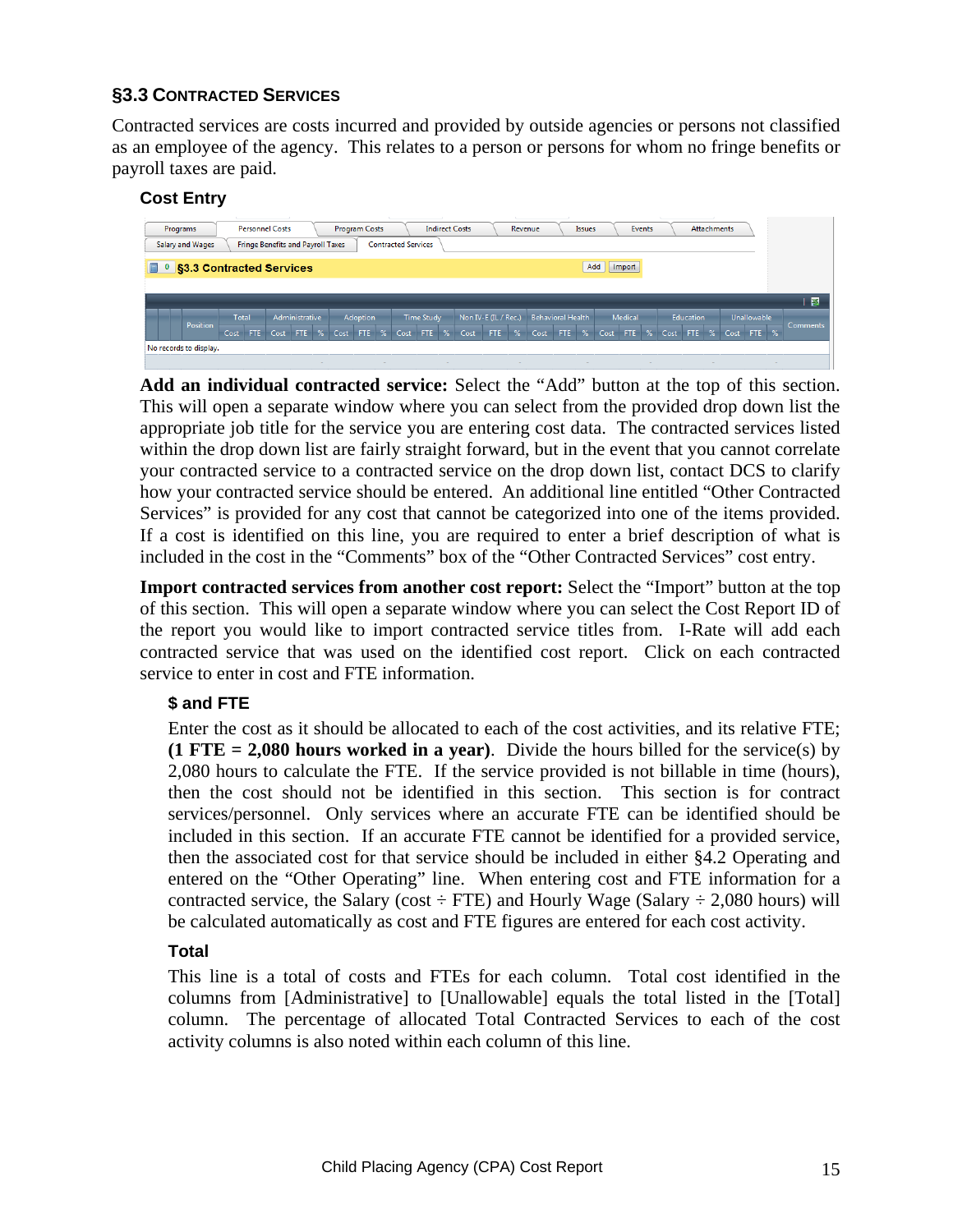## §3.3 Contracted Services

Contracted services are costs incurred and provided by outside agencies or persons not classified as an employee of the agency. This relates to a person or persons for whom no fringe benefits or payroll taxes are paid.

### Cost Entry

**Add an individual contracted service:** Select the "Add" button at the top of this section. This will open a separate window where you can select from the provided drop down list the appropriate job title for the service you are entering cost data. The contracted services listed within the drop down list are fairly straight forward, but in the event that you cannot correlate your contracted service to a contracted service on the drop down list, contact DCS to clarify how your contracted service should be entered. An additional line entitled "Other Contracted Services" is provided for any cost that cannot be categorized into one of the items provided. If a cost is identified on this line, you are required to enter a brief description of what is included in the cost in the "Comments" box of the "Other Contracted Services" cost entry.

**Import contracted services from another cost report:** Select the "Import" button at the top of this section. This will open a separate window where you can select the Cost Report ID of the report you would like to import contracted service titles from. I-Rate will add each contracted service that was used on the identified cost report. Click on each contracted service to enter in cost and FTE information.

#### $ and FTE

Enter the cost as it should be allocated to each of the cost activities, and its relative FTE; **(1 FTE = 2,080 hours worked in a year)**. Divide the hours billed for the service(s) by 2,080 hours to calculate the FTE. If the service provided is not billable in time (hours), then the cost should not be identified in this section. This section is for contract services/personnel. Only services where an accurate FTE can be identified should be included in this section. If an accurate FTE cannot be identified for a provided service, then the associated cost for that service should be included in either §4.2 Operating and entered on the "Other Operating" line. When entering cost and FTE information for a contracted service, the Salary (cost ÷ FTE) and Hourly Wage (Salary ÷ 2,080 hours) will be calculated automatically as cost and FTE figures are entered for each cost activity.

#### Total

This line is a total of costs and FTEs for each column. Total cost identified in the columns from [Administrative] to [Unallowable] equals the total listed in the [Total] column. The percentage of allocated Total Contracted Services to each of the cost activity columns is also noted within each column of this line.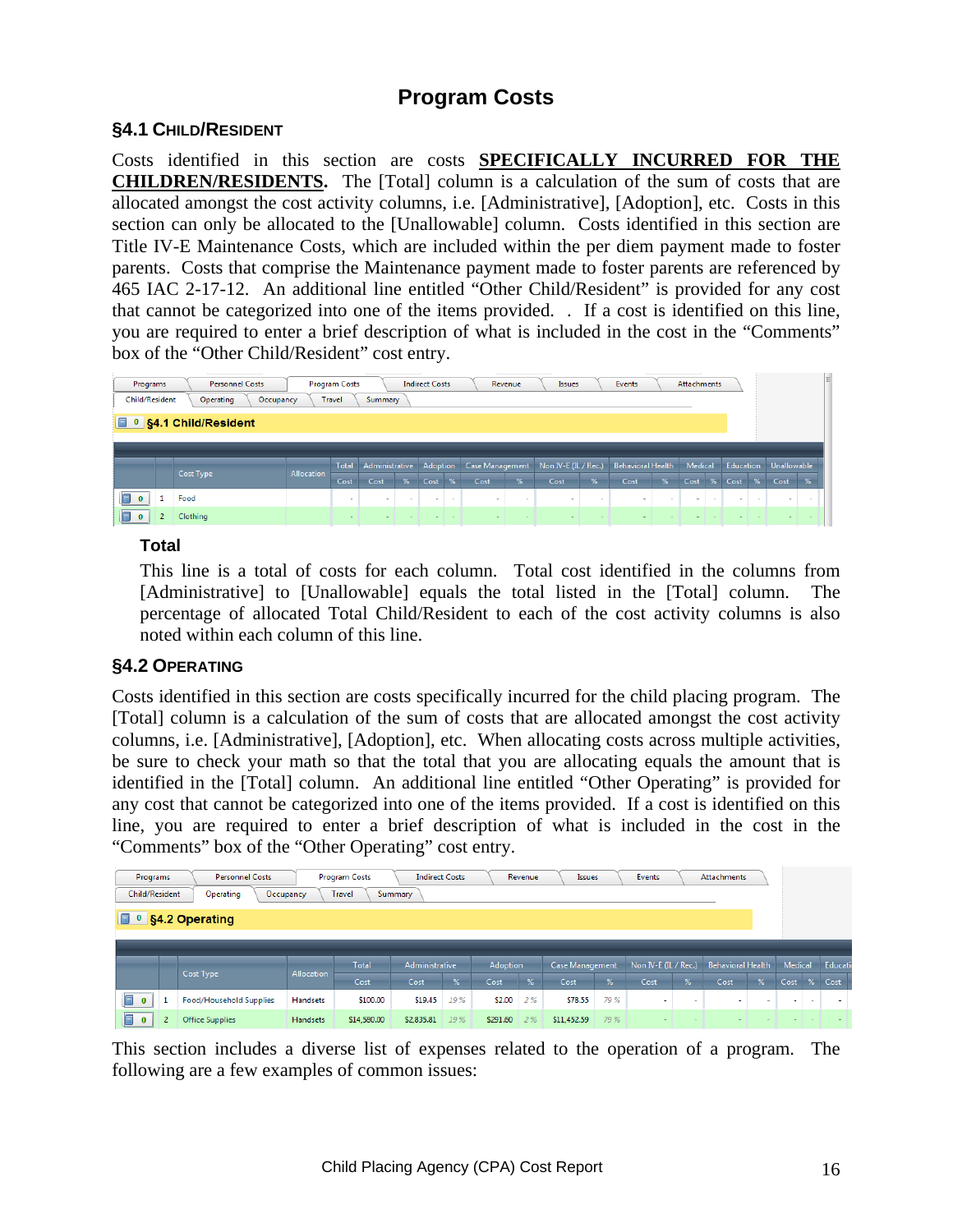# Program Costs

## §4.1 Child/Resident

Costs identified in this section are costs **SPECIFICALLY INCURRED FOR THE CHILDREN/RESIDENTS.** The [Total] column is a calculation of the sum of costs that are allocated amongst the cost activity columns, i.e. [Administrative], [Adoption], etc. Costs in this section can only be allocated to the [Unallowable] column. Costs identified in this section are Title IV-E Maintenance Costs, which are included within the per diem payment made to foster parents. Costs that comprise the Maintenance payment made to foster parents are referenced by 465 IAC 2-17-12. An additional line entitled "Other Child/Resident" is provided for any cost that cannot be categorized into one of the items provided. . If a cost is identified on this line, you are required to enter a brief description of what is included in the cost in the "Comments" box of the "Other Child/Resident" cost entry.

Programs | Personnel Costs | Program Costs | Indirect Costs | Revenue | Issues | Events | Attachments

Child/Resident | Operating | Occupancy | Travel | Summary

**§4.1 Child/Resident**

| | | Cost Type | Allocation | Total | Administrative | | Adoption | | Case Management | | Non IV-E (IL / Rec.) | | Behavioral Health | | Medical | | Education | | Unallowable | |
|---|---|---|---|---|---|---|---|---|---|---|---|---|---|---|---|---|---|---|---|---|
| | | | | Cost | Cost | % | Cost | % | Cost | % | Cost | % | Cost | % | Cost | % | Cost | % | Cost | % |
| 0 | 1 | Food | | - | - | - | - | - | - | - | - | - | - | - | - | - | - | - | - | - |
| 0 | 2 | Clothing | | - | - | - | - | - | - | - | - | - | - | - | - | - | - | - | - | - |

### Total

This line is a total of costs for each column. Total cost identified in the columns from [Administrative] to [Unallowable] equals the total listed in the [Total] column. The percentage of allocated Total Child/Resident to each of the cost activity columns is also noted within each column of this line.

## §4.2 Operating

Costs identified in this section are costs specifically incurred for the child placing program. The [Total] column is a calculation of the sum of costs that are allocated amongst the cost activity columns, i.e. [Administrative], [Adoption], etc. When allocating costs across multiple activities, be sure to check your math so that the total that you are allocating equals the amount that is identified in the [Total] column. An additional line entitled "Other Operating" is provided for any cost that cannot be categorized into one of the items provided. If a cost is identified on this line, you are required to enter a brief description of what is included in the cost in the "Comments" box of the "Other Operating" cost entry.

Programs | Personnel Costs | Program Costs | Indirect Costs | Revenue | Issues | Events | Attachments

Child/Resident | Operating | Occupancy | Travel | Summary

**§4.2 Operating**

| | | Cost Type | Allocation | Total | Administrative | | Adoption | | Case Management | | Non IV-E (IL / Rec.) | | Behavioral Health | | Medical | | Educati |
|---|---|---|---|---|---|---|---|---|---|---|---|---|---|---|---|---|---|
| | | | | Cost | Cost | % | Cost | % | Cost | % | Cost | % | Cost | % | Cost | % | Cost |
| 0 | 1 | Food/Household Supplies | Handsets | $100.00 | $19.45 | 19 % | $2.00 | 2 % | $78.55 | 79 % | - | - | - | - | - | - | - |
| 0 | 2 | Office Supplies | Handsets | $14,580.00 | $2,835.81 | 19 % | $291.60 | 2 % | $11,452.59 | 79 % | - | - | - | - | - | - | - |

This section includes a diverse list of expenses related to the operation of a program. The following are a few examples of common issues: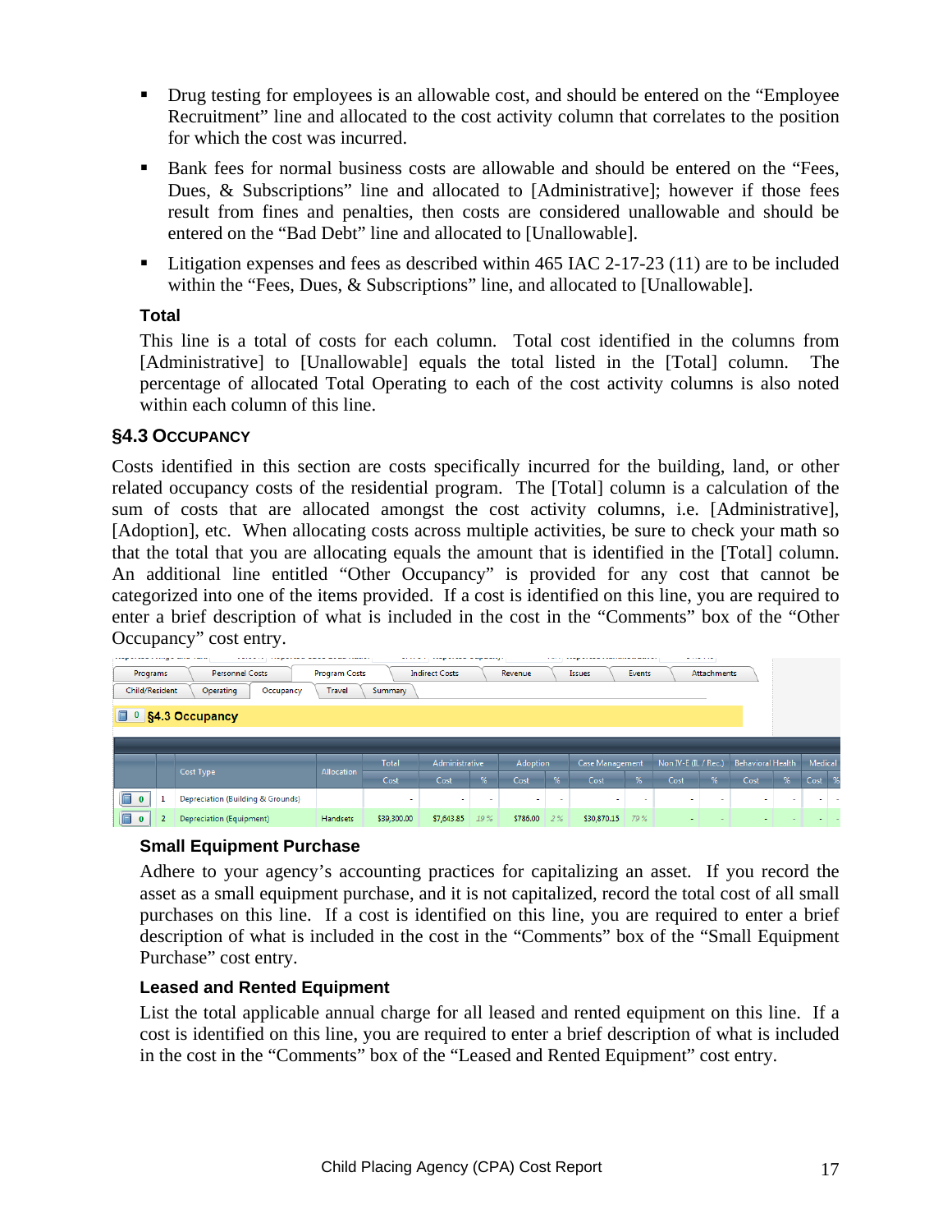- Drug testing for employees is an allowable cost, and should be entered on the “Employee Recruitment” line and allocated to the cost activity column that correlates to the position for which the cost was incurred.
- Bank fees for normal business costs are allowable and should be entered on the “Fees, Dues, & Subscriptions” line and allocated to [Administrative]; however if those fees result from fines and penalties, then costs are considered unallowable and should be entered on the “Bad Debt” line and allocated to [Unallowable].
- Litigation expenses and fees as described within 465 IAC 2-17-23 (11) are to be included within the “Fees, Dues, & Subscriptions” line, and allocated to [Unallowable].

#### Total

This line is a total of costs for each column. Total cost identified in the columns from [Administrative] to [Unallowable] equals the total listed in the [Total] column. The percentage of allocated Total Operating to each of the cost activity columns is also noted within each column of this line.

### §4.3 Occupancy

Costs identified in this section are costs specifically incurred for the building, land, or other related occupancy costs of the residential program. The [Total] column is a calculation of the sum of costs that are allocated amongst the cost activity columns, i.e. [Administrative], [Adoption], etc. When allocating costs across multiple activities, be sure to check your math so that the total that you are allocating equals the amount that is identified in the [Total] column. An additional line entitled “Other Occupancy” is provided for any cost that cannot be categorized into one of the items provided. If a cost is identified on this line, you are required to enter a brief description of what is included in the cost in the “Comments” box of the “Other Occupancy” cost entry.

Programs | Personnel Costs | Program Costs | Indirect Costs | Revenue | Issues | Events | Attachments

Child/Resident | Operating | Occupancy | Travel | Summary

§4.3 Occupancy

| | | Cost Type | Allocation | Total | Administrative | | Adoption | | Case Management | | Non IV-E (IL / Rec.) | | Behavioral Health | | Medical | |
|---|---|---|---|---|---|---|---|---|---|---|---|---|---|---|---|---|
| | | | | Cost | Cost | % | Cost | % | Cost | % | Cost | % | Cost | % | Cost | % |
| 0 | 1 | Depreciation (Building & Grounds) | | - | - | - | - | - | - | - | - | - | - | - | - | - |
| 0 | 2 | Depreciation (Equipment) | Handsets | $39,300.00 | $7,643.85 | 19 % | $786.00 | 2 % | $30,870.15 | 79 % | - | - | - | - | - | - |

#### Small Equipment Purchase

Adhere to your agency’s accounting practices for capitalizing an asset. If you record the asset as a small equipment purchase, and it is not capitalized, record the total cost of all small purchases on this line. If a cost is identified on this line, you are required to enter a brief description of what is included in the cost in the “Comments” box of the “Small Equipment Purchase” cost entry.

#### Leased and Rented Equipment

List the total applicable annual charge for all leased and rented equipment on this line. If a cost is identified on this line, you are required to enter a brief description of what is included in the cost in the “Comments” box of the “Leased and Rented Equipment” cost entry.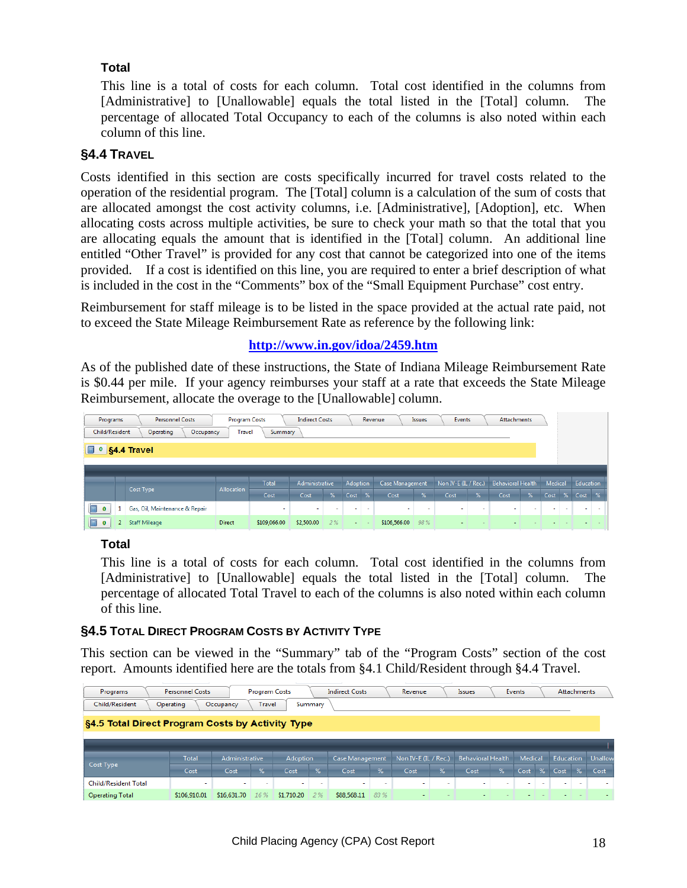### Total

This line is a total of costs for each column. Total cost identified in the columns from [Administrative] to [Unallowable] equals the total listed in the [Total] column. The percentage of allocated Total Occupancy to each of the columns is also noted within each column of this line.

## §4.4 Travel

Costs identified in this section are costs specifically incurred for travel costs related to the operation of the residential program. The [Total] column is a calculation of the sum of costs that are allocated amongst the cost activity columns, i.e. [Administrative], [Adoption], etc. When allocating costs across multiple activities, be sure to check your math so that the total that you are allocating equals the amount that is identified in the [Total] column. An additional line entitled "Other Travel" is provided for any cost that cannot be categorized into one of the items provided. If a cost is identified on this line, you are required to enter a brief description of what is included in the cost in the "Comments" box of the "Small Equipment Purchase" cost entry.

Reimbursement for staff mileage is to be listed in the space provided at the actual rate paid, not to exceed the State Mileage Reimbursement Rate as reference by the following link:

**http://www.in.gov/idoa/2459.htm**

As of the published date of these instructions, the State of Indiana Mileage Reimbursement Rate is $0.44 per mile. If your agency reimburses your staff at a rate that exceeds the State Mileage Reimbursement, allocate the overage to the [Unallowable] column.

Programs | Personnel Costs | Program Costs | Indirect Costs | Revenue | Issues | Events | Attachments

Child/Resident | Operating | Occupancy | Travel | Summary

**§4.4 Travel**

| | Cost Type | Allocation | Total | Administrative | | Adoption | | Case Management | | Non IV-E (IL / Rec.) | | Behavioral Health | | Medical | | Education | |
|---|---|---|---|---|---|---|---|---|---|---|---|---|---|---|---|---|---|
| | | | Cost | Cost | % | Cost | % | Cost | % | Cost | % | Cost | % | Cost | % | Cost | % |
| 1 | Gas, Oil, Maintenance & Repair | | - | - | - | - | - | - | - | - | - | - | - | - | - | - | - |
| 2 | Staff Mileage | Direct | $109,066.00 | $2,500.00 | 2 % | - | - | $106,566.00 | 98 % | - | - | - | - | - | - | - | - |

### Total

This line is a total of costs for each column. Total cost identified in the columns from [Administrative] to [Unallowable] equals the total listed in the [Total] column. The percentage of allocated Total Travel to each of the columns is also noted within each column of this line.

## §4.5 Total Direct Program Costs by Activity Type

This section can be viewed in the "Summary" tab of the "Program Costs" section of the cost report. Amounts identified here are the totals from §4.1 Child/Resident through §4.4 Travel.

Programs | Personnel Costs | Program Costs | Indirect Costs | Revenue | Issues | Events | Attachments

Child/Resident | Operating | Occupancy | Travel | Summary

**§4.5 Total Direct Program Costs by Activity Type**

| Cost Type | Total | Administrative | | Adoption | | Case Management | | Non IV-E (IL / Rec.) | | Behavioral Health | | Medical | | Education | | Unallow |
|---|---|---|---|---|---|---|---|---|---|---|---|---|---|---|---|---|
| | Cost | Cost | % | Cost | % | Cost | % | Cost | % | Cost | % | Cost | % | Cost | % | Cost |
| Child/Resident Total | - | - | - | - | - | - | - | - | - | - | - | - | - | - | - | - |
| Operating Total | $106,910.01 | $16,631.70 | 16 % | $1,710.20 | 2 % | $88,568.11 | 83 % | - | - | - | - | - | - | - | - | - |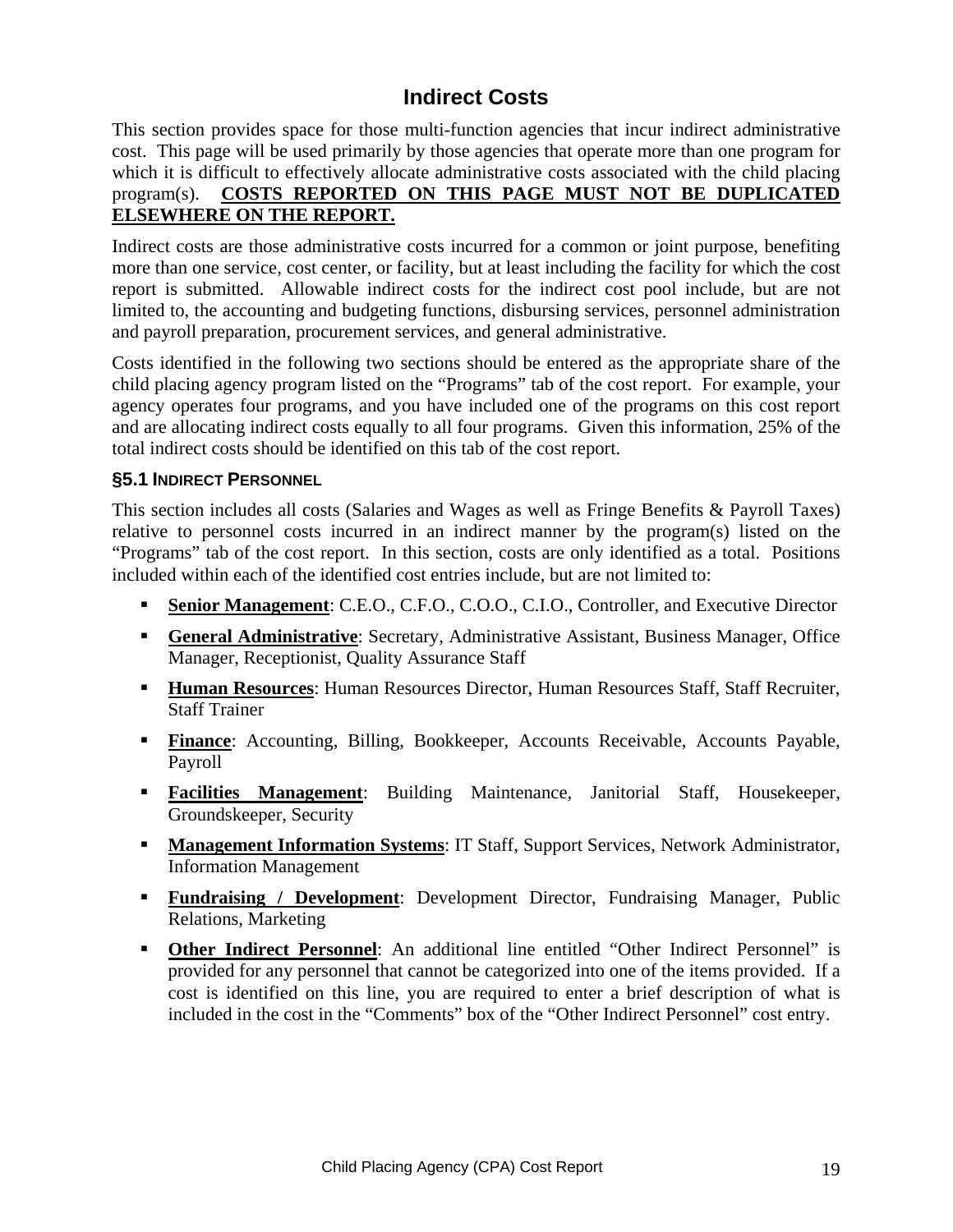# Indirect Costs

This section provides space for those multi-function agencies that incur indirect administrative cost. This page will be used primarily by those agencies that operate more than one program for which it is difficult to effectively allocate administrative costs associated with the child placing program(s). **COSTS REPORTED ON THIS PAGE MUST NOT BE DUPLICATED ELSEWHERE ON THE REPORT.**

Indirect costs are those administrative costs incurred for a common or joint purpose, benefiting more than one service, cost center, or facility, but at least including the facility for which the cost report is submitted. Allowable indirect costs for the indirect cost pool include, but are not limited to, the accounting and budgeting functions, disbursing services, personnel administration and payroll preparation, procurement services, and general administrative.

Costs identified in the following two sections should be entered as the appropriate share of the child placing agency program listed on the "Programs" tab of the cost report. For example, your agency operates four programs, and you have included one of the programs on this cost report and are allocating indirect costs equally to all four programs. Given this information, 25% of the total indirect costs should be identified on this tab of the cost report.

### §5.1 Indirect Personnel

This section includes all costs (Salaries and Wages as well as Fringe Benefits & Payroll Taxes) relative to personnel costs incurred in an indirect manner by the program(s) listed on the "Programs" tab of the cost report. In this section, costs are only identified as a total. Positions included within each of the identified cost entries include, but are not limited to:

- **Senior Management**: C.E.O., C.F.O., C.O.O., C.I.O., Controller, and Executive Director
- **General Administrative**: Secretary, Administrative Assistant, Business Manager, Office Manager, Receptionist, Quality Assurance Staff
- **Human Resources**: Human Resources Director, Human Resources Staff, Staff Recruiter, Staff Trainer
- **Finance**: Accounting, Billing, Bookkeeper, Accounts Receivable, Accounts Payable, Payroll
- **Facilities Management**: Building Maintenance, Janitorial Staff, Housekeeper, Groundskeeper, Security
- **Management Information Systems**: IT Staff, Support Services, Network Administrator, Information Management
- **Fundraising / Development**: Development Director, Fundraising Manager, Public Relations, Marketing
- **Other Indirect Personnel**: An additional line entitled "Other Indirect Personnel" is provided for any personnel that cannot be categorized into one of the items provided. If a cost is identified on this line, you are required to enter a brief description of what is included in the cost in the "Comments" box of the "Other Indirect Personnel" cost entry.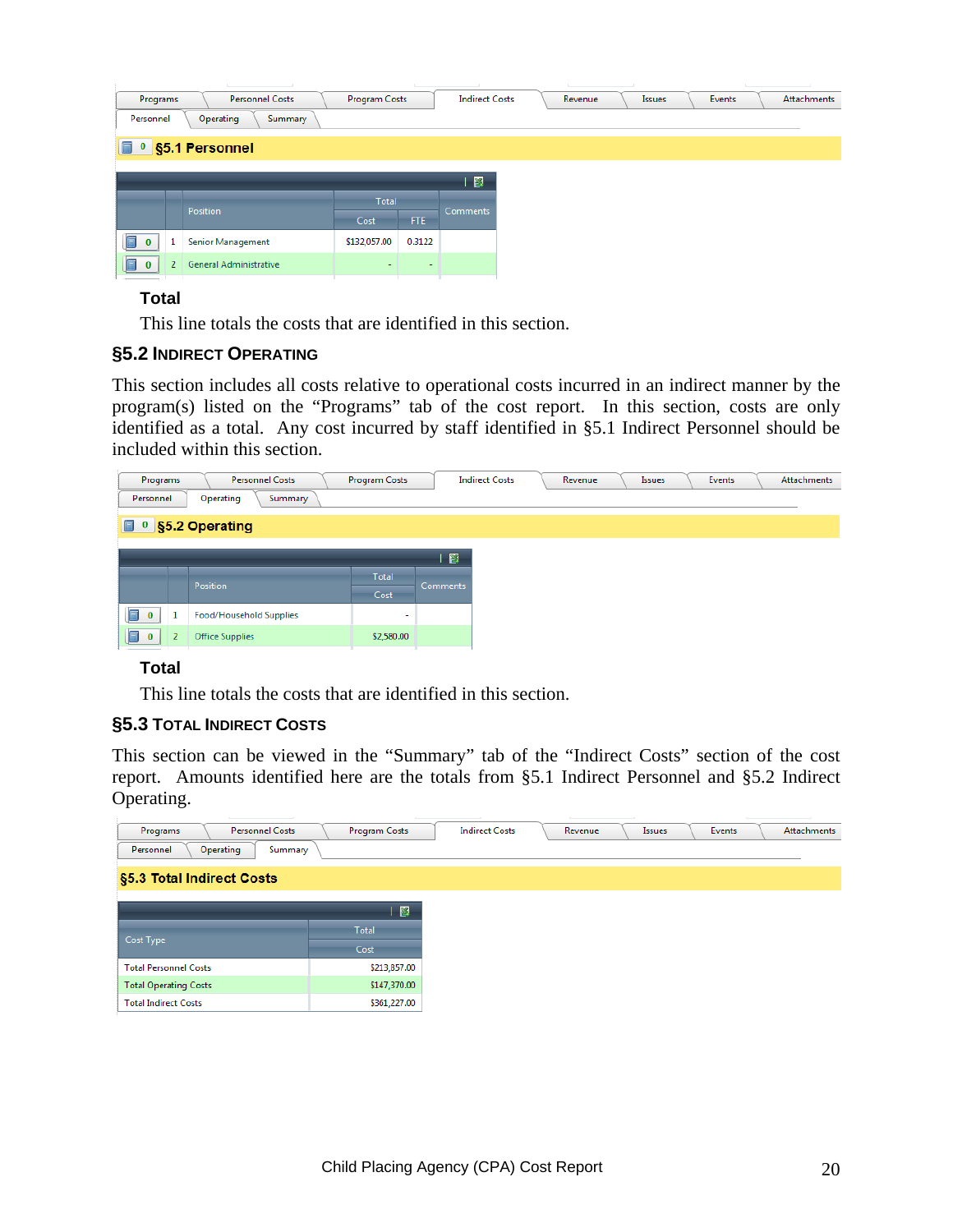| Programs | Personnel Costs | Program Costs | Indirect Costs | Revenue | Issues | Events | Attachments |
|---|---|---|---|---|---|---|---|

Personnel | Operating | Summary

**§5.1 Personnel**

| | | Position | Total | | Comments |
|---|---|---|---|---|---|
| | | | Cost | FTE | |
| 0 | 1 | Senior Management | $132,057.00 | 0.3122 | |
| 0 | 2 | General Administrative | - | - | |

### Total

This line totals the costs that are identified in this section.

## §5.2 Indirect Operating

This section includes all costs relative to operational costs incurred in an indirect manner by the program(s) listed on the "Programs" tab of the cost report. In this section, costs are only identified as a total. Any cost incurred by staff identified in §5.1 Indirect Personnel should be included within this section.

| Programs | Personnel Costs | Program Costs | Indirect Costs | Revenue | Issues | Events | Attachments |
|---|---|---|---|---|---|---|---|

Personnel | Operating | Summary

**§5.2 Operating**

| | | Position | Total Cost | Comments |
|---|---|---|---|---|
| 0 | 1 | Food/Household Supplies | - | |
| 0 | 2 | Office Supplies | $2,580.00 | |

### Total

This line totals the costs that are identified in this section.

## §5.3 Total Indirect Costs

This section can be viewed in the "Summary" tab of the "Indirect Costs" section of the cost report. Amounts identified here are the totals from §5.1 Indirect Personnel and §5.2 Indirect Operating.

| Programs | Personnel Costs | Program Costs | Indirect Costs | Revenue | Issues | Events | Attachments |
|---|---|---|---|---|---|---|---|

Personnel | Operating | Summary

**§5.3 Total Indirect Costs**

| Cost Type | Total Cost |
|---|---|
| Total Personnel Costs | $213,857.00 |
| Total Operating Costs | $147,370.00 |
| Total Indirect Costs | $361,227.00 |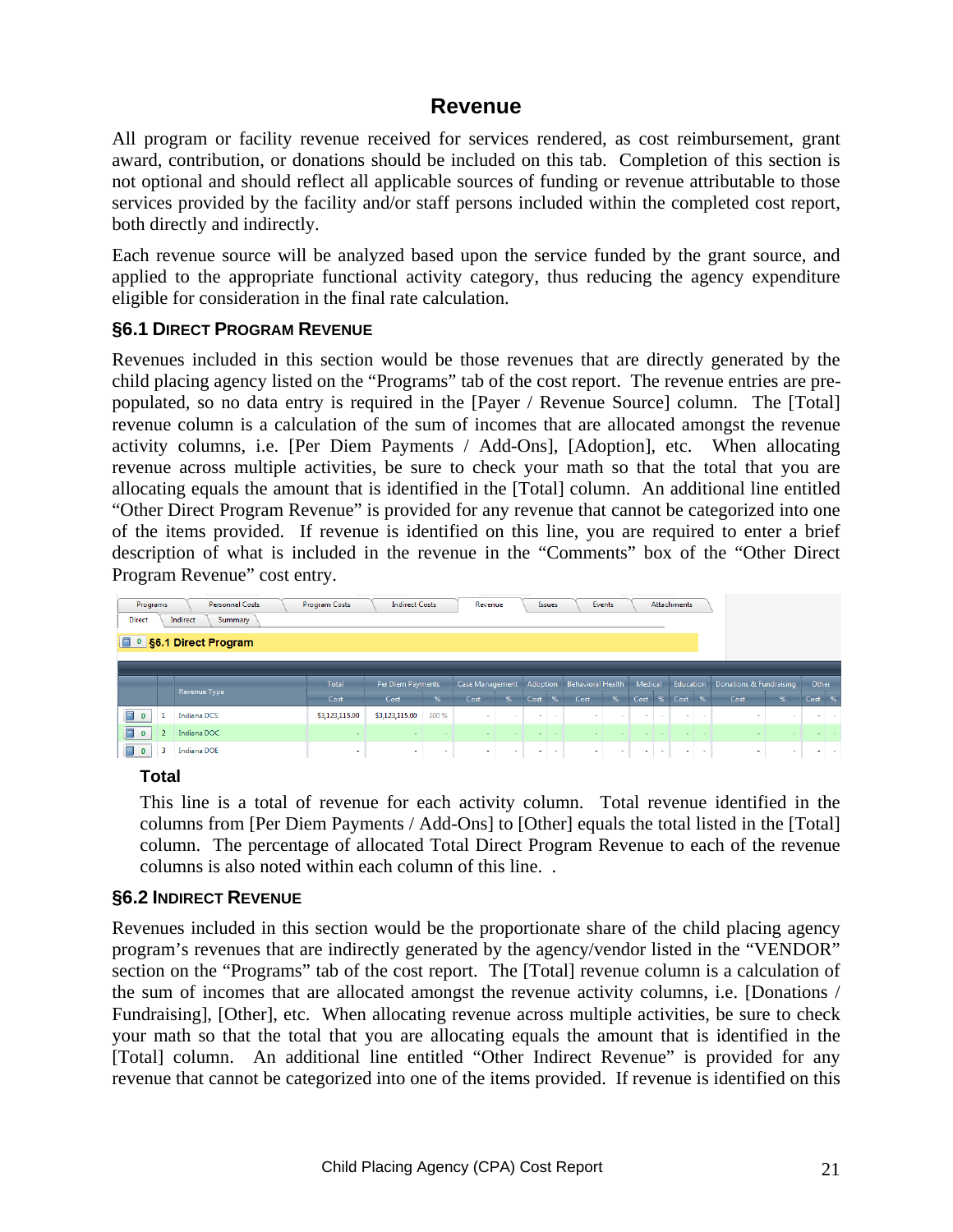## Revenue

All program or facility revenue received for services rendered, as cost reimbursement, grant award, contribution, or donations should be included on this tab. Completion of this section is not optional and should reflect all applicable sources of funding or revenue attributable to those services provided by the facility and/or staff persons included within the completed cost report, both directly and indirectly.

Each revenue source will be analyzed based upon the service funded by the grant source, and applied to the appropriate functional activity category, thus reducing the agency expenditure eligible for consideration in the final rate calculation.

### §6.1 Direct Program Revenue

Revenues included in this section would be those revenues that are directly generated by the child placing agency listed on the "Programs" tab of the cost report. The revenue entries are pre-populated, so no data entry is required in the [Payer / Revenue Source] column. The [Total] revenue column is a calculation of the sum of incomes that are allocated amongst the revenue activity columns, i.e. [Per Diem Payments / Add-Ons], [Adoption], etc. When allocating revenue across multiple activities, be sure to check your math so that the total that you are allocating equals the amount that is identified in the [Total] column. An additional line entitled "Other Direct Program Revenue" is provided for any revenue that cannot be categorized into one of the items provided. If revenue is identified on this line, you are required to enter a brief description of what is included in the revenue in the "Comments" box of the "Other Direct Program Revenue" cost entry.

Programs | Personnel Costs | Program Costs | Indirect Costs | Revenue | Issues | Events | Attachments

Direct | Indirect | Summary

**§6.1 Direct Program**

| | Revenue Type | Total | Per Diem Payments | | Case Management | | Adoption | | Behavioral Health | | Medical | | Education | | Donations & Fundraising | | Other | |
|---|---|---|---|---|---|---|---|---|---|---|---|---|---|---|---|---|---|---|
| | | Cost | Cost | % | Cost | % | Cost | % | Cost | % | Cost | % | Cost | % | Cost | % | Cost | % |
| 1 | Indiana DCS | $3,123,115.00 | $3,123,115.00 | 100 % | - | - | - | - | - | - | - | - | - | - | - | - | - | - |
| 2 | Indiana DOC | - | - | - | - | - | - | - | - | - | - | - | - | - | - | - | - | - |
| 3 | Indiana DOE | - | - | - | - | - | - | - | - | - | - | - | - | - | - | - | - | - |

#### Total

This line is a total of revenue for each activity column. Total revenue identified in the columns from [Per Diem Payments / Add-Ons] to [Other] equals the total listed in the [Total] column. The percentage of allocated Total Direct Program Revenue to each of the revenue columns is also noted within each column of this line. .

### §6.2 Indirect Revenue

Revenues included in this section would be the proportionate share of the child placing agency program's revenues that are indirectly generated by the agency/vendor listed in the "VENDOR" section on the "Programs" tab of the cost report. The [Total] revenue column is a calculation of the sum of incomes that are allocated amongst the revenue activity columns, i.e. [Donations / Fundraising], [Other], etc. When allocating revenue across multiple activities, be sure to check your math so that the total that you are allocating equals the amount that is identified in the [Total] column. An additional line entitled "Other Indirect Revenue" is provided for any revenue that cannot be categorized into one of the items provided. If revenue is identified on this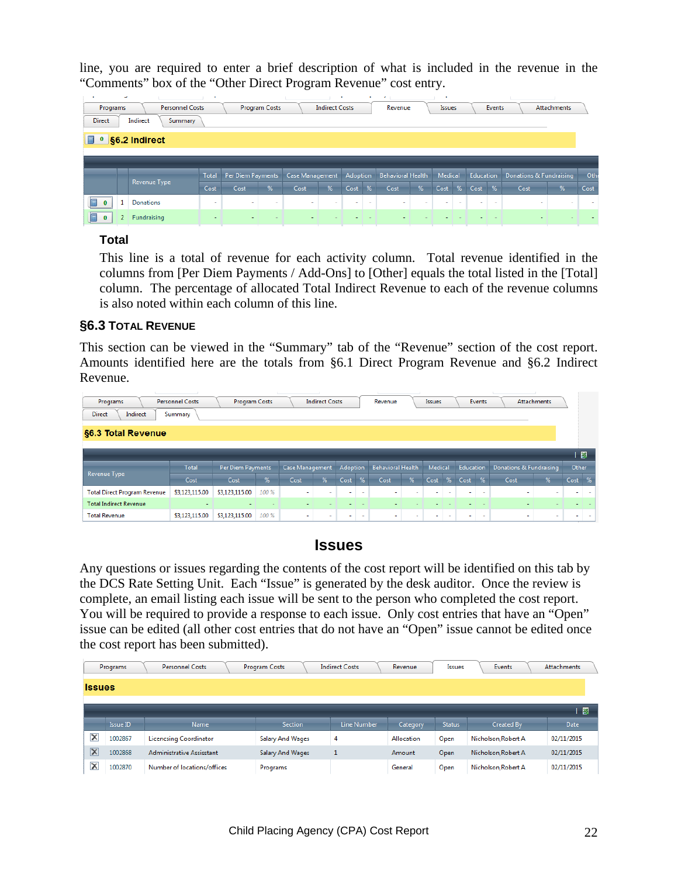line, you are required to enter a brief description of what is included in the revenue in the "Comments" box of the "Other Direct Program Revenue" cost entry.

| Programs | Personnel Costs | Program Costs | Indirect Costs | Revenue | Issues | Events | Attachments |
|---|---|---|---|---|---|---|---|

Direct | Indirect | Summary

**§6.2 Indirect**

| | | Revenue Type | Total | Per Diem Payments | | Case Management | | Adoption | | Behavioral Health | | Medical | | Education | | Donations & Fundraising | | Oth |
|---|---|---|---|---|---|---|---|---|---|---|---|---|---|---|---|---|---|---|
| | | | Cost | Cost | % | Cost | % | Cost | % | Cost | % | Cost | % | Cost | % | Cost | % | Cost |
| 0 | 1 | Donations | - | - | - | - | - | - | - | - | - | - | - | - | - | - | - | - |
| 0 | 2 | Fundraising | - | - | - | - | - | - | - | - | - | - | - | - | - | - | - | - |

**Total**

This line is a total of revenue for each activity column. Total revenue identified in the columns from [Per Diem Payments / Add-Ons] to [Other] equals the total listed in the [Total] column. The percentage of allocated Total Indirect Revenue to each of the revenue columns is also noted within each column of this line.

### §6.3 Total Revenue

This section can be viewed in the "Summary" tab of the "Revenue" section of the cost report. Amounts identified here are the totals from §6.1 Direct Program Revenue and §6.2 Indirect Revenue.

| Programs | Personnel Costs | Program Costs | Indirect Costs | Revenue | Issues | Events | Attachments |
|---|---|---|---|---|---|---|---|

Direct | Indirect | Summary

**§6.3 Total Revenue**

| Revenue Type | Total | Per Diem Payments | | Case Management | | Adoption | | Behavioral Health | | Medical | | Education | | Donations & Fundraising | | Other | |
|---|---|---|---|---|---|---|---|---|---|---|---|---|---|---|---|---|---|---|---|
| | Cost | Cost | % | Cost | % | Cost | % | Cost | % | Cost | % | Cost | % | Cost | % | Cost | % |
| Total Direct Program Revenue | $3,123,115.00 | $3,123,115.00 | 100 % | - | - | - | - | - | - | - | - | - | - | - | - | - | - |
| Total Indirect Revenue | - | - | - | - | - | - | - | - | - | - | - | - | - | - | - | - | - |
| Total Revenue | $3,123,115.00 | $3,123,115.00 | 100 % | - | - | - | - | - | - | - | - | - | - | - | - | - | - |

## Issues

Any questions or issues regarding the contents of the cost report will be identified on this tab by the DCS Rate Setting Unit. Each "Issue" is generated by the desk auditor. Once the review is complete, an email listing each issue will be sent to the person who completed the cost report. You will be required to provide a response to each issue. Only cost entries that have an "Open" issue can be edited (all other cost entries that do not have an "Open" issue cannot be edited once the cost report has been submitted).

| Programs | Personnel Costs | Program Costs | Indirect Costs | Revenue | Issues | Events | Attachments |
|---|---|---|---|---|---|---|---|

**Issues**

| | Issue ID | Name | Section | Line Number | Category | Status | Created By | Date |
|---|---|---|---|---|---|---|---|---|
| X | 1002867 | Licencing Coordinator | Salary And Wages | 4 | Allocation | Open | Nicholson,Robert A | 02/11/2015 |
| X | 1002868 | Administrative Assistant | Salary And Wages | 1 | Amount | Open | Nicholson,Robert A | 02/11/2015 |
| X | 1002870 | Number of locations/offices | Programs | | General | Open | Nicholson,Robert A | 02/11/2015 |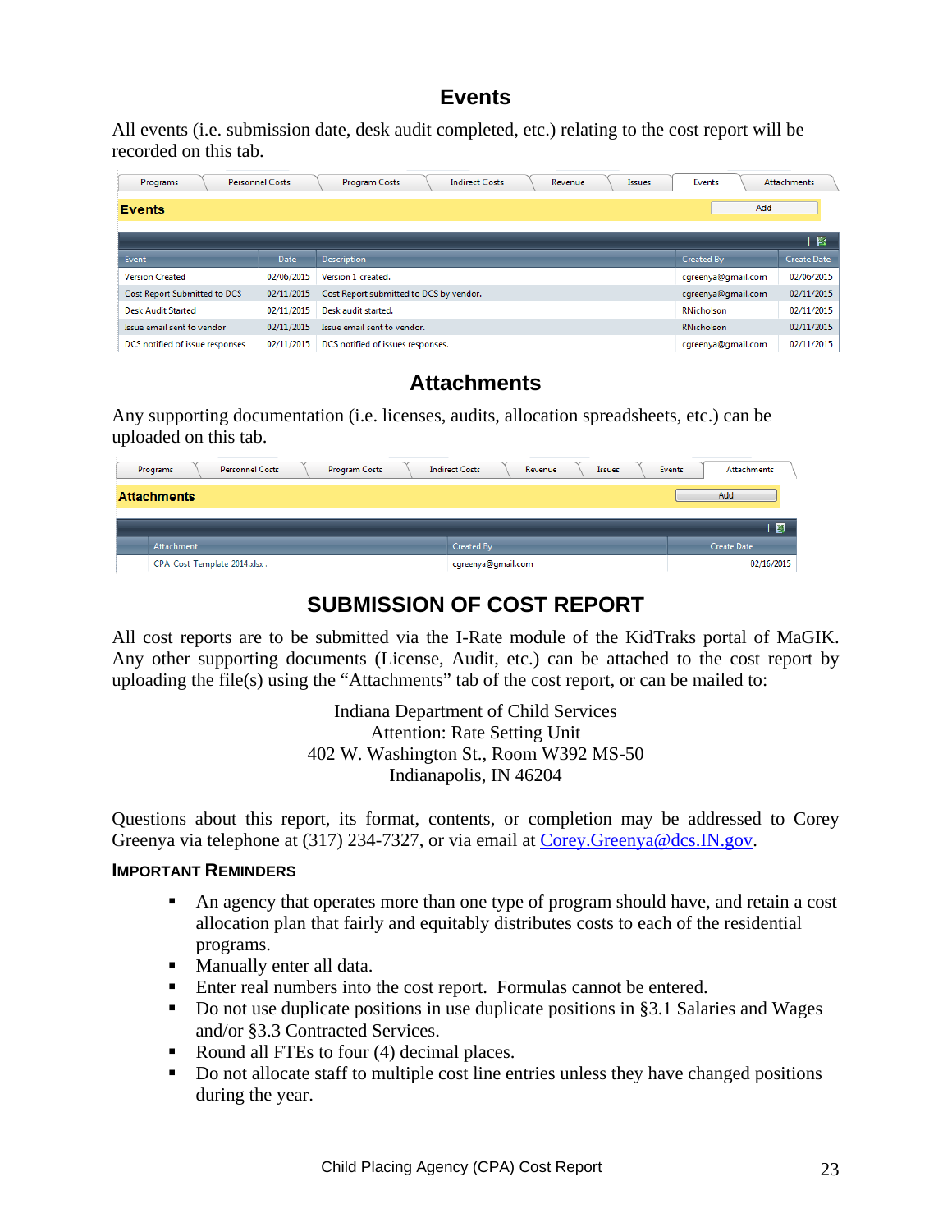## Events

All events (i.e. submission date, desk audit completed, etc.) relating to the cost report will be recorded on this tab.

Programs | Personnel Costs | Program Costs | Indirect Costs | Revenue | Issues | Events | Attachments

**Events** Add

| Event | Date | Description | Created By | Create Date |
|---|---|---|---|---|
| Version Created | 02/06/2015 | Version 1 created. | cgreenya@gmail.com | 02/06/2015 |
| Cost Report Submitted to DCS | 02/11/2015 | Cost Report submitted to DCS by vendor. | cgreenya@gmail.com | 02/11/2015 |
| Desk Audit Started | 02/11/2015 | Desk audit started. | RNicholson | 02/11/2015 |
| Issue email sent to vendor | 02/11/2015 | Issue email sent to vendor. | RNicholson | 02/11/2015 |
| DCS notified of issue responses | 02/11/2015 | DCS notified of issues responses. | cgreenya@gmail.com | 02/11/2015 |

## Attachments

Any supporting documentation (i.e. licenses, audits, allocation spreadsheets, etc.) can be uploaded on this tab.

Programs | Personnel Costs | Program Costs | Indirect Costs | Revenue | Issues | Events | Attachments

**Attachments** Add

| Attachment | Created By | Create Date |
|---|---|---|
| CPA_Cost_Template_2014.xlsx . | cgreenya@gmail.com | 02/16/2015 |

## SUBMISSION OF COST REPORT

All cost reports are to be submitted via the I-Rate module of the KidTraks portal of MaGIK. Any other supporting documents (License, Audit, etc.) can be attached to the cost report by uploading the file(s) using the "Attachments" tab of the cost report, or can be mailed to:

Indiana Department of Child Services
Attention: Rate Setting Unit
402 W. Washington St., Room W392 MS-50
Indianapolis, IN 46204

Questions about this report, its format, contents, or completion may be addressed to Corey Greenya via telephone at (317) 234-7327, or via email at Corey.Greenya@dcs.IN.gov.

### IMPORTANT REMINDERS

- An agency that operates more than one type of program should have, and retain a cost allocation plan that fairly and equitably distributes costs to each of the residential programs.
- Manually enter all data.
- Enter real numbers into the cost report. Formulas cannot be entered.
- Do not use duplicate positions in use duplicate positions in §3.1 Salaries and Wages and/or §3.3 Contracted Services.
- Round all FTEs to four (4) decimal places.
- Do not allocate staff to multiple cost line entries unless they have changed positions during the year.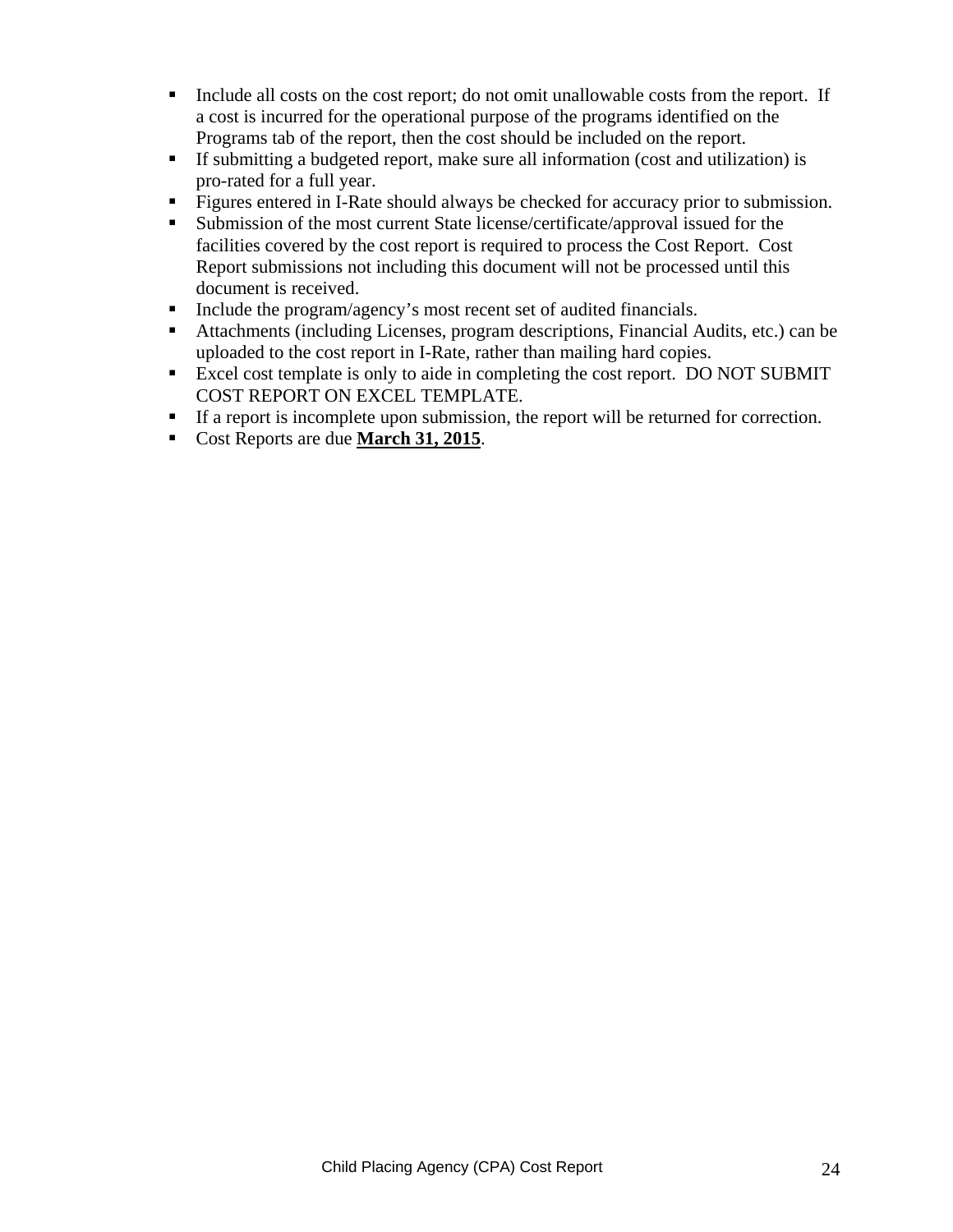- Include all costs on the cost report; do not omit unallowable costs from the report. If a cost is incurred for the operational purpose of the programs identified on the Programs tab of the report, then the cost should be included on the report.
- If submitting a budgeted report, make sure all information (cost and utilization) is pro-rated for a full year.
- Figures entered in I-Rate should always be checked for accuracy prior to submission.
- Submission of the most current State license/certificate/approval issued for the facilities covered by the cost report is required to process the Cost Report. Cost Report submissions not including this document will not be processed until this document is received.
- Include the program/agency's most recent set of audited financials.
- Attachments (including Licenses, program descriptions, Financial Audits, etc.) can be uploaded to the cost report in I-Rate, rather than mailing hard copies.
- Excel cost template is only to aide in completing the cost report. DO NOT SUBMIT COST REPORT ON EXCEL TEMPLATE.
- If a report is incomplete upon submission, the report will be returned for correction.
- Cost Reports are due **March 31, 2015**.